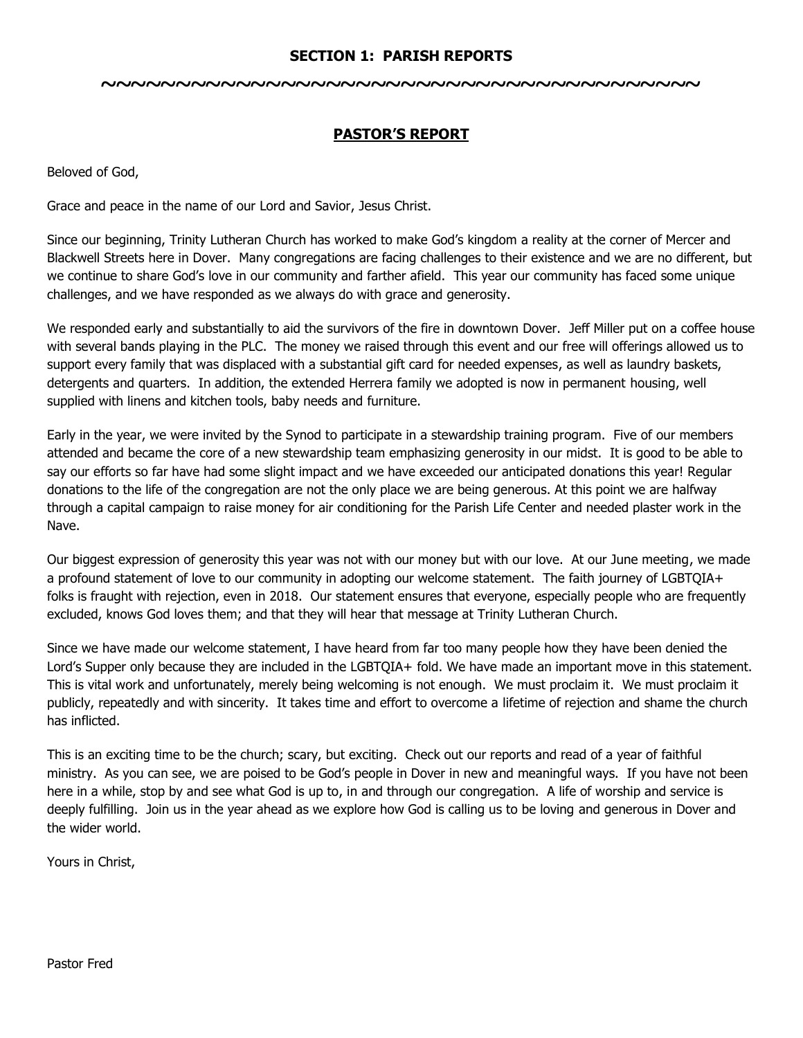# SECTION 1: PARISH REPORTS

~~~~~~~~~~~~~~~~~~~~~~~~~~~~~~~~~~~~~~~~~~~~~~~~~~~~

## PASTOR'S REPORT

Beloved of God,

Grace and peace in the name of our Lord and Savior, Jesus Christ.

Since our beginning, Trinity Lutheran Church has worked to make God's kingdom a reality at the corner of Mercer and Blackwell Streets here in Dover. Many congregations are facing challenges to their existence and we are no different, but we continue to share God's love in our community and farther afield. This year our community has faced some unique challenges, and we have responded as we always do with grace and generosity.

We responded early and substantially to aid the survivors of the fire in downtown Dover. Jeff Miller put on a coffee house with several bands playing in the PLC. The money we raised through this event and our free will offerings allowed us to support every family that was displaced with a substantial gift card for needed expenses, as well as laundry baskets, detergents and quarters. In addition, the extended Herrera family we adopted is now in permanent housing, well supplied with linens and kitchen tools, baby needs and furniture.

Early in the year, we were invited by the Synod to participate in a stewardship training program. Five of our members attended and became the core of a new stewardship team emphasizing generosity in our midst. It is good to be able to say our efforts so far have had some slight impact and we have exceeded our anticipated donations this year! Regular donations to the life of the congregation are not the only place we are being generous. At this point we are halfway through a capital campaign to raise money for air conditioning for the Parish Life Center and needed plaster work in the Nave.

Our biggest expression of generosity this year was not with our money but with our love. At our June meeting, we made a profound statement of love to our community in adopting our welcome statement. The faith journey of LGBTQIA+ folks is fraught with rejection, even in 2018. Our statement ensures that everyone, especially people who are frequently excluded, knows God loves them; and that they will hear that message at Trinity Lutheran Church.

Since we have made our welcome statement, I have heard from far too many people how they have been denied the Lord's Supper only because they are included in the LGBTQIA+ fold. We have made an important move in this statement. This is vital work and unfortunately, merely being welcoming is not enough. We must proclaim it. We must proclaim it publicly, repeatedly and with sincerity. It takes time and effort to overcome a lifetime of rejection and shame the church has inflicted.

This is an exciting time to be the church; scary, but exciting. Check out our reports and read of a year of faithful ministry. As you can see, we are poised to be God's people in Dover in new and meaningful ways. If you have not been here in a while, stop by and see what God is up to, in and through our congregation. A life of worship and service is deeply fulfilling. Join us in the year ahead as we explore how God is calling us to be loving and generous in Dover and the wider world.

Yours in Christ,

Pastor Fred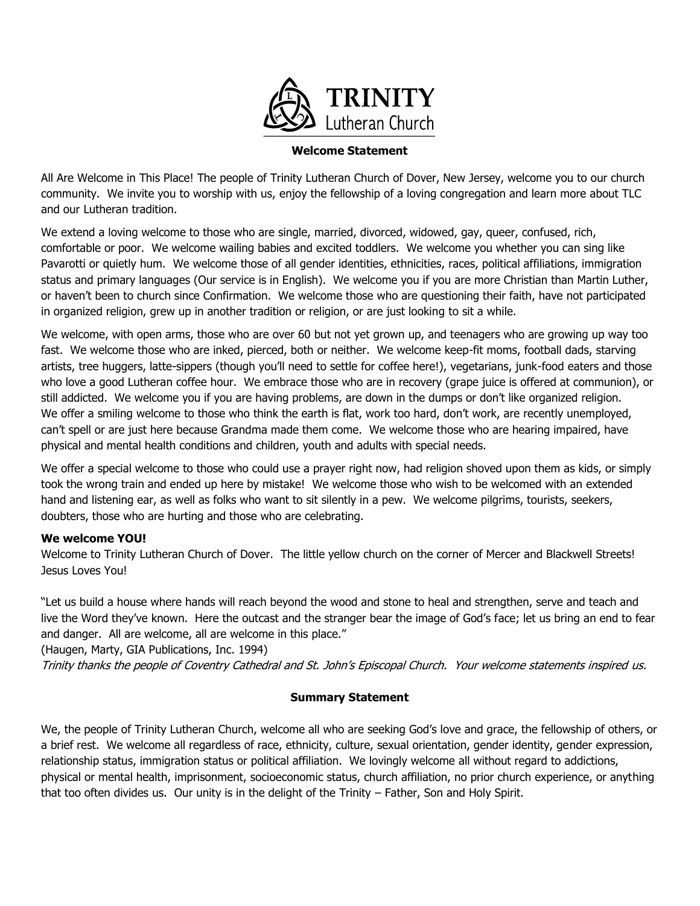# TRINITY Lutheran Church

### Welcome Statement

All Are Welcome in This Place! The people of Trinity Lutheran Church of Dover, New Jersey, welcome you to our church community. We invite you to worship with us, enjoy the fellowship of a loving congregation and learn more about TLC and our Lutheran tradition.

We extend a loving welcome to those who are single, married, divorced, widowed, gay, queer, confused, rich, comfortable or poor. We welcome wailing babies and excited toddlers. We welcome you whether you can sing like Pavarotti or quietly hum. We welcome those of all gender identities, ethnicities, races, political affiliations, immigration status and primary languages (Our service is in English). We welcome you if you are more Christian than Martin Luther, or haven't been to church since Confirmation. We welcome those who are questioning their faith, have not participated in organized religion, grew up in another tradition or religion, or are just looking to sit a while.

We welcome, with open arms, those who are over 60 but not yet grown up, and teenagers who are growing up way too fast. We welcome those who are inked, pierced, both or neither. We welcome keep-fit moms, football dads, starving artists, tree huggers, latte-sippers (though you'll need to settle for coffee here!), vegetarians, junk-food eaters and those who love a good Lutheran coffee hour. We embrace those who are in recovery (grape juice is offered at communion), or still addicted. We welcome you if you are having problems, are down in the dumps or don't like organized religion. We offer a smiling welcome to those who think the earth is flat, work too hard, don't work, are recently unemployed, can't spell or are just here because Grandma made them come. We welcome those who are hearing impaired, have physical and mental health conditions and children, youth and adults with special needs.

We offer a special welcome to those who could use a prayer right now, had religion shoved upon them as kids, or simply took the wrong train and ended up here by mistake! We welcome those who wish to be welcomed with an extended hand and listening ear, as well as folks who want to sit silently in a pew. We welcome pilgrims, tourists, seekers, doubters, those who are hurting and those who are celebrating.

**We welcome YOU!**
Welcome to Trinity Lutheran Church of Dover. The little yellow church on the corner of Mercer and Blackwell Streets! Jesus Loves You!

"Let us build a house where hands will reach beyond the wood and stone to heal and strengthen, serve and teach and live the Word they've known. Here the outcast and the stranger bear the image of God's face; let us bring an end to fear and danger. All are welcome, all are welcome in this place."
(Haugen, Marty, GIA Publications, Inc. 1994)
*Trinity thanks the people of Coventry Cathedral and St. John's Episcopal Church. Your welcome statements inspired us.*

### Summary Statement

We, the people of Trinity Lutheran Church, welcome all who are seeking God's love and grace, the fellowship of others, or a brief rest. We welcome all regardless of race, ethnicity, culture, sexual orientation, gender identity, gender expression, relationship status, immigration status or political affiliation. We lovingly welcome all without regard to addictions, physical or mental health, imprisonment, socioeconomic status, church affiliation, no prior church experience, or anything that too often divides us. Our unity is in the delight of the Trinity – Father, Son and Holy Spirit.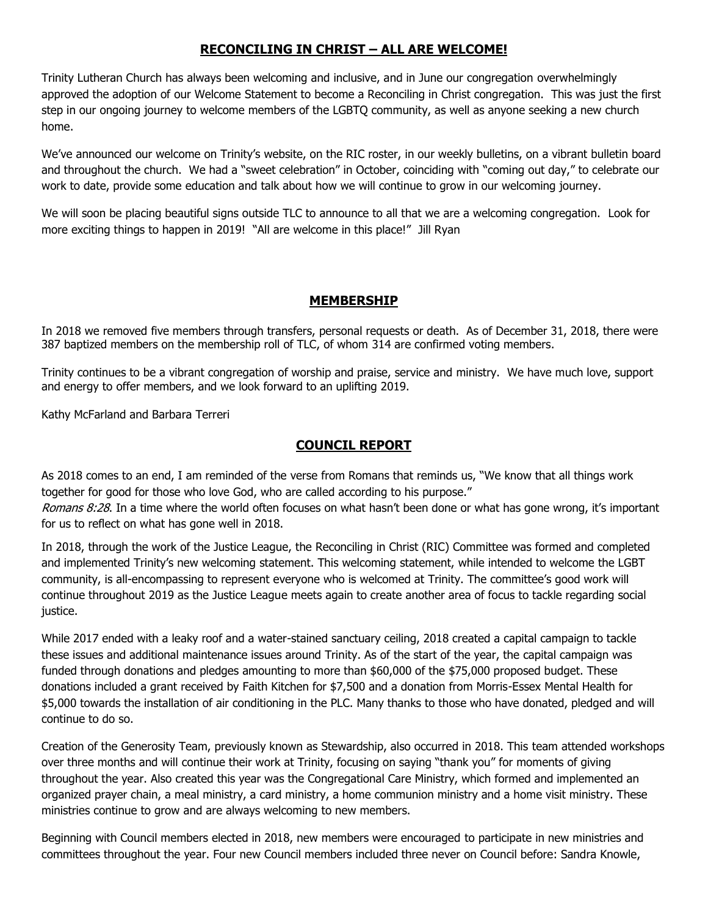## RECONCILING IN CHRIST – ALL ARE WELCOME!

Trinity Lutheran Church has always been welcoming and inclusive, and in June our congregation overwhelmingly approved the adoption of our Welcome Statement to become a Reconciling in Christ congregation. This was just the first step in our ongoing journey to welcome members of the LGBTQ community, as well as anyone seeking a new church home.

We've announced our welcome on Trinity's website, on the RIC roster, in our weekly bulletins, on a vibrant bulletin board and throughout the church. We had a "sweet celebration" in October, coinciding with "coming out day," to celebrate our work to date, provide some education and talk about how we will continue to grow in our welcoming journey.

We will soon be placing beautiful signs outside TLC to announce to all that we are a welcoming congregation. Look for more exciting things to happen in 2019! "All are welcome in this place!" Jill Ryan

## MEMBERSHIP

In 2018 we removed five members through transfers, personal requests or death. As of December 31, 2018, there were 387 baptized members on the membership roll of TLC, of whom 314 are confirmed voting members.

Trinity continues to be a vibrant congregation of worship and praise, service and ministry. We have much love, support and energy to offer members, and we look forward to an uplifting 2019.

Kathy McFarland and Barbara Terreri

## COUNCIL REPORT

As 2018 comes to an end, I am reminded of the verse from Romans that reminds us, "We know that all things work together for good for those who love God, who are called according to his purpose." *Romans 8:28*. In a time where the world often focuses on what hasn't been done or what has gone wrong, it's important for us to reflect on what has gone well in 2018.

In 2018, through the work of the Justice League, the Reconciling in Christ (RIC) Committee was formed and completed and implemented Trinity's new welcoming statement. This welcoming statement, while intended to welcome the LGBT community, is all-encompassing to represent everyone who is welcomed at Trinity. The committee's good work will continue throughout 2019 as the Justice League meets again to create another area of focus to tackle regarding social justice.

While 2017 ended with a leaky roof and a water-stained sanctuary ceiling, 2018 created a capital campaign to tackle these issues and additional maintenance issues around Trinity. As of the start of the year, the capital campaign was funded through donations and pledges amounting to more than $60,000 of the $75,000 proposed budget. These donations included a grant received by Faith Kitchen for $7,500 and a donation from Morris-Essex Mental Health for $5,000 towards the installation of air conditioning in the PLC. Many thanks to those who have donated, pledged and will continue to do so.

Creation of the Generosity Team, previously known as Stewardship, also occurred in 2018. This team attended workshops over three months and will continue their work at Trinity, focusing on saying "thank you" for moments of giving throughout the year. Also created this year was the Congregational Care Ministry, which formed and implemented an organized prayer chain, a meal ministry, a card ministry, a home communion ministry and a home visit ministry. These ministries continue to grow and are always welcoming to new members.

Beginning with Council members elected in 2018, new members were encouraged to participate in new ministries and committees throughout the year. Four new Council members included three never on Council before: Sandra Knowle,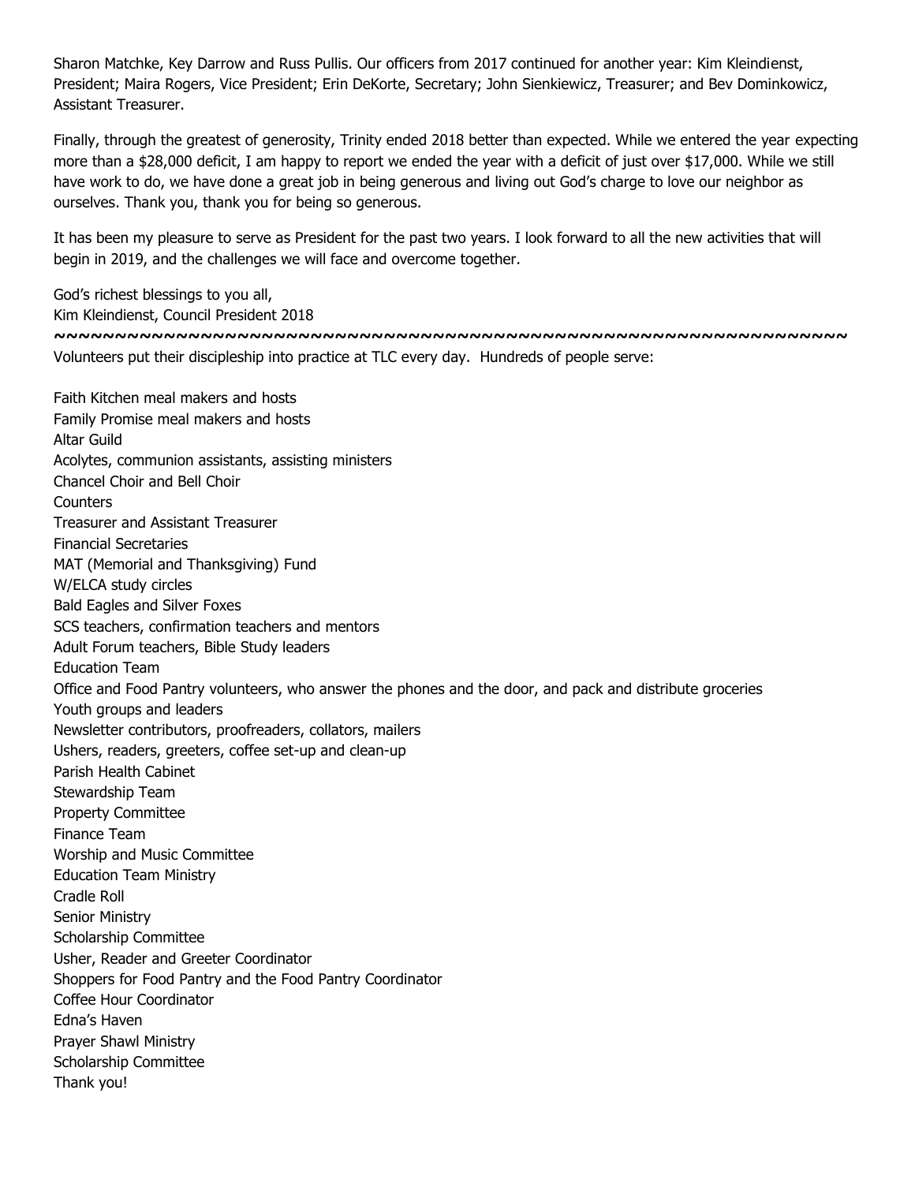Sharon Matchke, Key Darrow and Russ Pullis. Our officers from 2017 continued for another year: Kim Kleindienst, President; Maira Rogers, Vice President; Erin DeKorte, Secretary; John Sienkiewicz, Treasurer; and Bev Dominkowicz, Assistant Treasurer.

Finally, through the greatest of generosity, Trinity ended 2018 better than expected. While we entered the year expecting more than a $28,000 deficit, I am happy to report we ended the year with a deficit of just over $17,000. While we still have work to do, we have done a great job in being generous and living out God's charge to love our neighbor as ourselves. Thank you, thank you for being so generous.

It has been my pleasure to serve as President for the past two years. I look forward to all the new activities that will begin in 2019, and the challenges we will face and overcome together.

God's richest blessings to you all,
Kim Kleindienst, Council President 2018

~~~~~~~~~~~~~~~~~~~~~~~~~~~~~~~~~~~~~~~~~~~~~~~~~~~~~~~~~~~~~~~~~~

Volunteers put their discipleship into practice at TLC every day. Hundreds of people serve:

Faith Kitchen meal makers and hosts
Family Promise meal makers and hosts
Altar Guild
Acolytes, communion assistants, assisting ministers
Chancel Choir and Bell Choir
Counters
Treasurer and Assistant Treasurer
Financial Secretaries
MAT (Memorial and Thanksgiving) Fund
W/ELCA study circles
Bald Eagles and Silver Foxes
SCS teachers, confirmation teachers and mentors
Adult Forum teachers, Bible Study leaders
Education Team
Office and Food Pantry volunteers, who answer the phones and the door, and pack and distribute groceries
Youth groups and leaders
Newsletter contributors, proofreaders, collators, mailers
Ushers, readers, greeters, coffee set-up and clean-up
Parish Health Cabinet
Stewardship Team
Property Committee
Finance Team
Worship and Music Committee
Education Team Ministry
Cradle Roll
Senior Ministry
Scholarship Committee
Usher, Reader and Greeter Coordinator
Shoppers for Food Pantry and the Food Pantry Coordinator
Coffee Hour Coordinator
Edna's Haven
Prayer Shawl Ministry
Scholarship Committee
Thank you!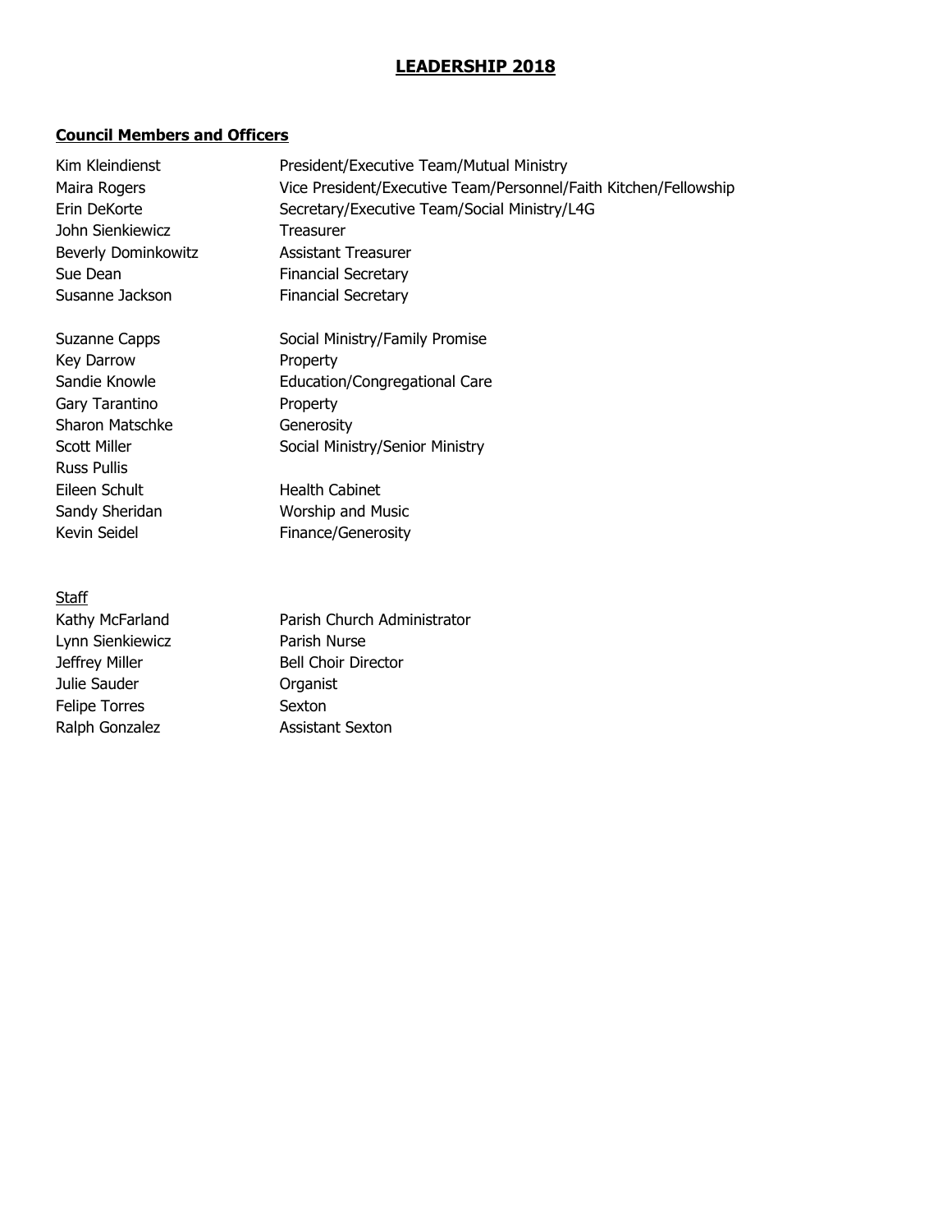# LEADERSHIP 2018

## Council Members and Officers

| | |
|---|---|
| Kim Kleindienst | President/Executive Team/Mutual Ministry |
| Maira Rogers | Vice President/Executive Team/Personnel/Faith Kitchen/Fellowship |
| Erin DeKorte | Secretary/Executive Team/Social Ministry/L4G |
| John Sienkiewicz | Treasurer |
| Beverly Dominkowitz | Assistant Treasurer |
| Sue Dean | Financial Secretary |
| Susanne Jackson | Financial Secretary |

| | |
|---|---|
| Suzanne Capps | Social Ministry/Family Promise |
| Key Darrow | Property |
| Sandie Knowle | Education/Congregational Care |
| Gary Tarantino | Property |
| Sharon Matschke | Generosity |
| Scott Miller | Social Ministry/Senior Ministry |
| Russ Pullis | |
| Eileen Schult | Health Cabinet |
| Sandy Sheridan | Worship and Music |
| Kevin Seidel | Finance/Generosity |

### Staff

| | |
|---|---|
| Kathy McFarland | Parish Church Administrator |
| Lynn Sienkiewicz | Parish Nurse |
| Jeffrey Miller | Bell Choir Director |
| Julie Sauder | Organist |
| Felipe Torres | Sexton |
| Ralph Gonzalez | Assistant Sexton |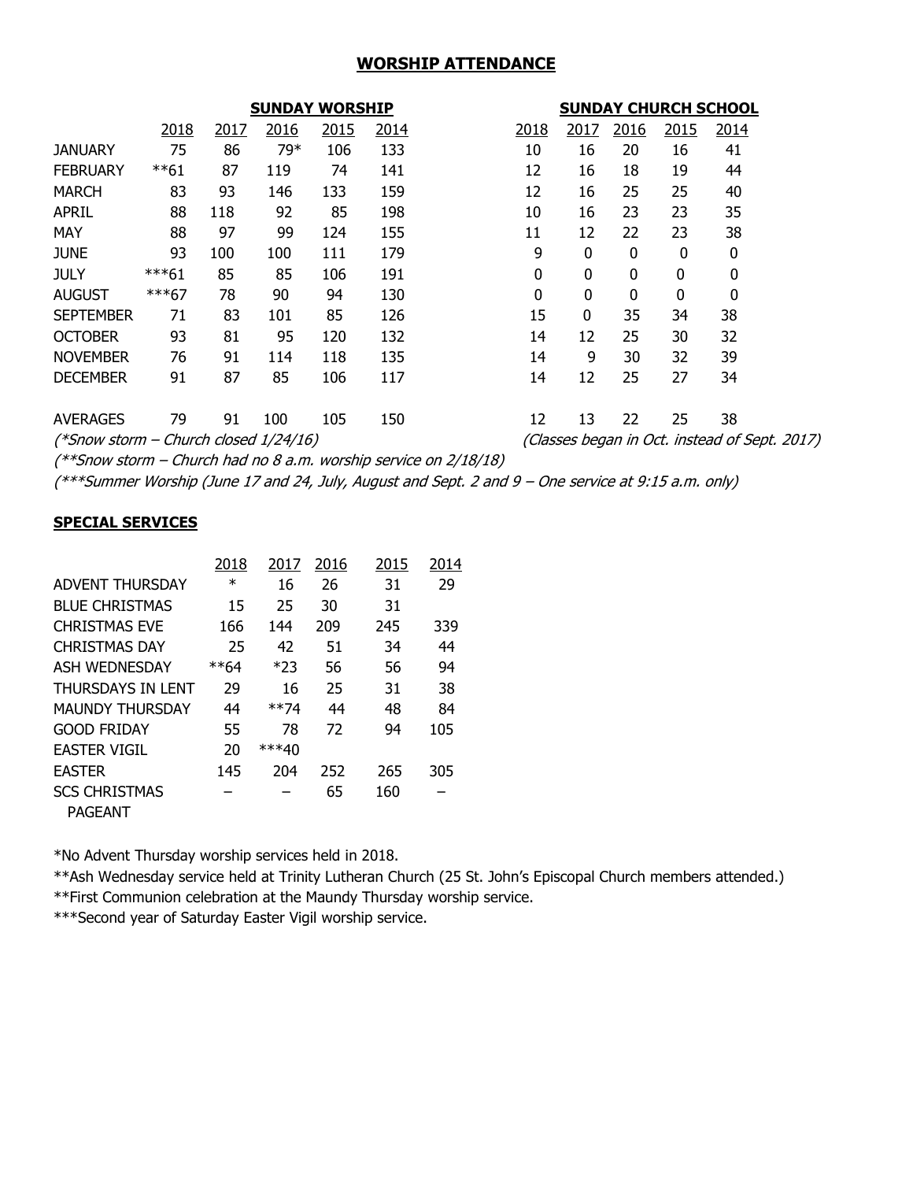# WORSHIP ATTENDANCE

| | SUNDAY WORSHIP | | | | | SUNDAY CHURCH SCHOOL | | | | |
|---|---|---|---|---|---|---|---|---|---|---|
| | 2018 | 2017 | 2016 | 2015 | 2014 | 2018 | 2017 | 2016 | 2015 | 2014 |
| JANUARY | 75 | 86 | 79* | 106 | 133 | 10 | 16 | 20 | 16 | 41 |
| FEBRUARY | **61 | 87 | 119 | 74 | 141 | 12 | 16 | 18 | 19 | 44 |
| MARCH | 83 | 93 | 146 | 133 | 159 | 12 | 16 | 25 | 25 | 40 |
| APRIL | 88 | 118 | 92 | 85 | 198 | 10 | 16 | 23 | 23 | 35 |
| MAY | 88 | 97 | 99 | 124 | 155 | 11 | 12 | 22 | 23 | 38 |
| JUNE | 93 | 100 | 100 | 111 | 179 | 9 | 0 | 0 | 0 | 0 |
| JULY | ***61 | 85 | 85 | 106 | 191 | 0 | 0 | 0 | 0 | 0 |
| AUGUST | ***67 | 78 | 90 | 94 | 130 | 0 | 0 | 0 | 0 | 0 |
| SEPTEMBER | 71 | 83 | 101 | 85 | 126 | 15 | 0 | 35 | 34 | 38 |
| OCTOBER | 93 | 81 | 95 | 120 | 132 | 14 | 12 | 25 | 30 | 32 |
| NOVEMBER | 76 | 91 | 114 | 118 | 135 | 14 | 9 | 30 | 32 | 39 |
| DECEMBER | 91 | 87 | 85 | 106 | 117 | 14 | 12 | 25 | 27 | 34 |
| AVERAGES | 79 | 91 | 100 | 105 | 150 | 12 | 13 | 22 | 25 | 38 |

*(\*Snow storm – Church closed 1/24/16)*

*(Classes began in Oct. instead of Sept. 2017)*

*(\*\*Snow storm – Church had no 8 a.m. worship service on 2/18/18)*

*(\*\*\*Summer Worship (June 17 and 24, July, August and Sept. 2 and 9 – One service at 9:15 a.m. only)*

## SPECIAL SERVICES

| | 2018 | 2017 | 2016 | 2015 | 2014 |
|---|---|---|---|---|---|
| ADVENT THURSDAY | * | 16 | 26 | 31 | 29 |
| BLUE CHRISTMAS | 15 | 25 | 30 | 31 | |
| CHRISTMAS EVE | 166 | 144 | 209 | 245 | 339 |
| CHRISTMAS DAY | 25 | 42 | 51 | 34 | 44 |
| ASH WEDNESDAY | **64 | *23 | 56 | 56 | 94 |
| THURSDAYS IN LENT | 29 | 16 | 25 | 31 | 38 |
| MAUNDY THURSDAY | 44 | **74 | 44 | 48 | 84 |
| GOOD FRIDAY | 55 | 78 | 72 | 94 | 105 |
| EASTER VIGIL | 20 | ***40 | | | |
| EASTER | 145 | 204 | 252 | 265 | 305 |
| SCS CHRISTMAS PAGEANT | – | – | 65 | 160 | – |

*No Advent Thursday worship services held in 2018.

**Ash Wednesday service held at Trinity Lutheran Church (25 St. John's Episcopal Church members attended.)

**First Communion celebration at the Maundy Thursday worship service.

***Second year of Saturday Easter Vigil worship service.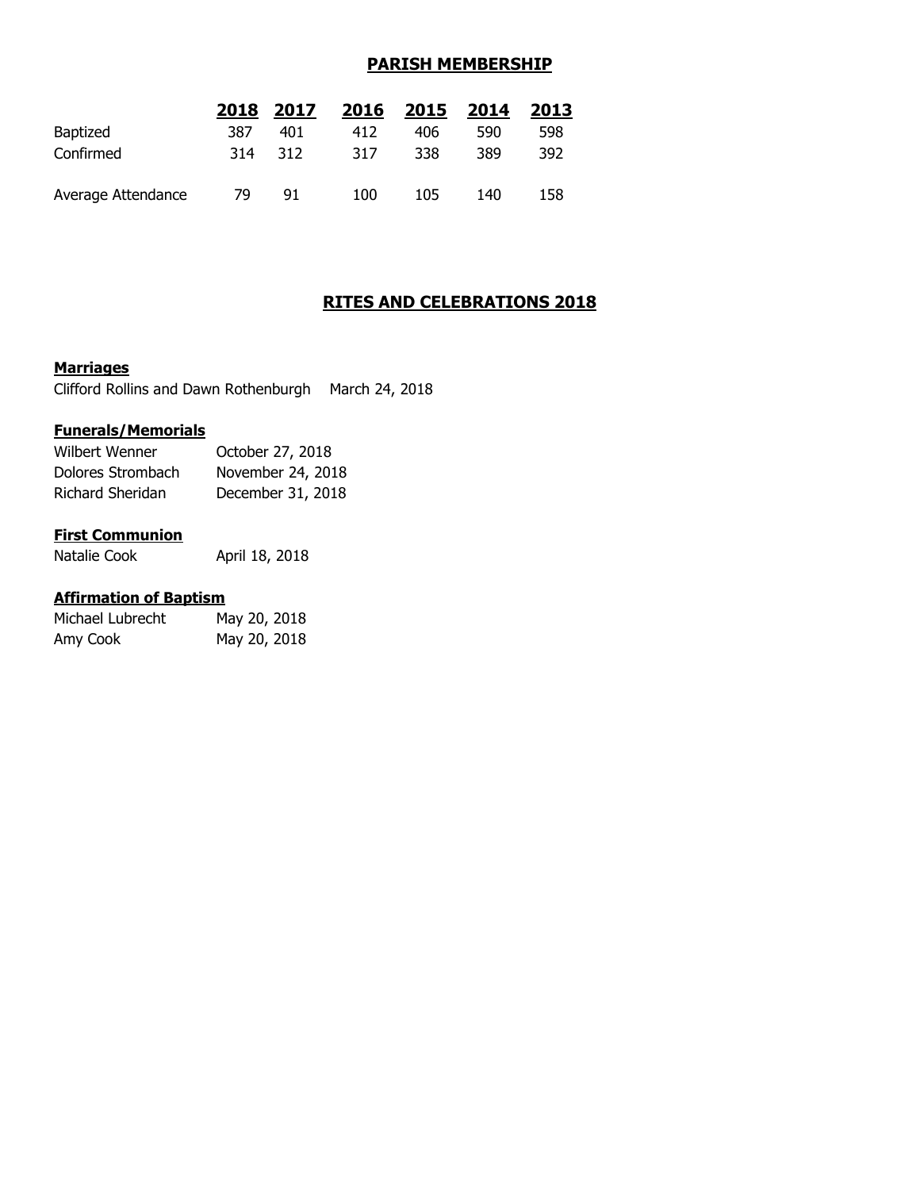## PARISH MEMBERSHIP

| | 2018 | 2017 | 2016 | 2015 | 2014 | 2013 |
|---|---|---|---|---|---|---|
| Baptized | 387 | 401 | 412 | 406 | 590 | 598 |
| Confirmed | 314 | 312 | 317 | 338 | 389 | 392 |
| Average Attendance | 79 | 91 | 100 | 105 | 140 | 158 |

## RITES AND CELEBRATIONS 2018

### Marriages

Clifford Rollins and Dawn Rothenburgh    March 24, 2018

### Funerals/Memorials

| | |
|---|---|
| Wilbert Wenner | October 27, 2018 |
| Dolores Strombach | November 24, 2018 |
| Richard Sheridan | December 31, 2018 |

### First Communion

Natalie Cook    April 18, 2018

### Affirmation of Baptism

| | |
|---|---|
| Michael Lubrecht | May 20, 2018 |
| Amy Cook | May 20, 2018 |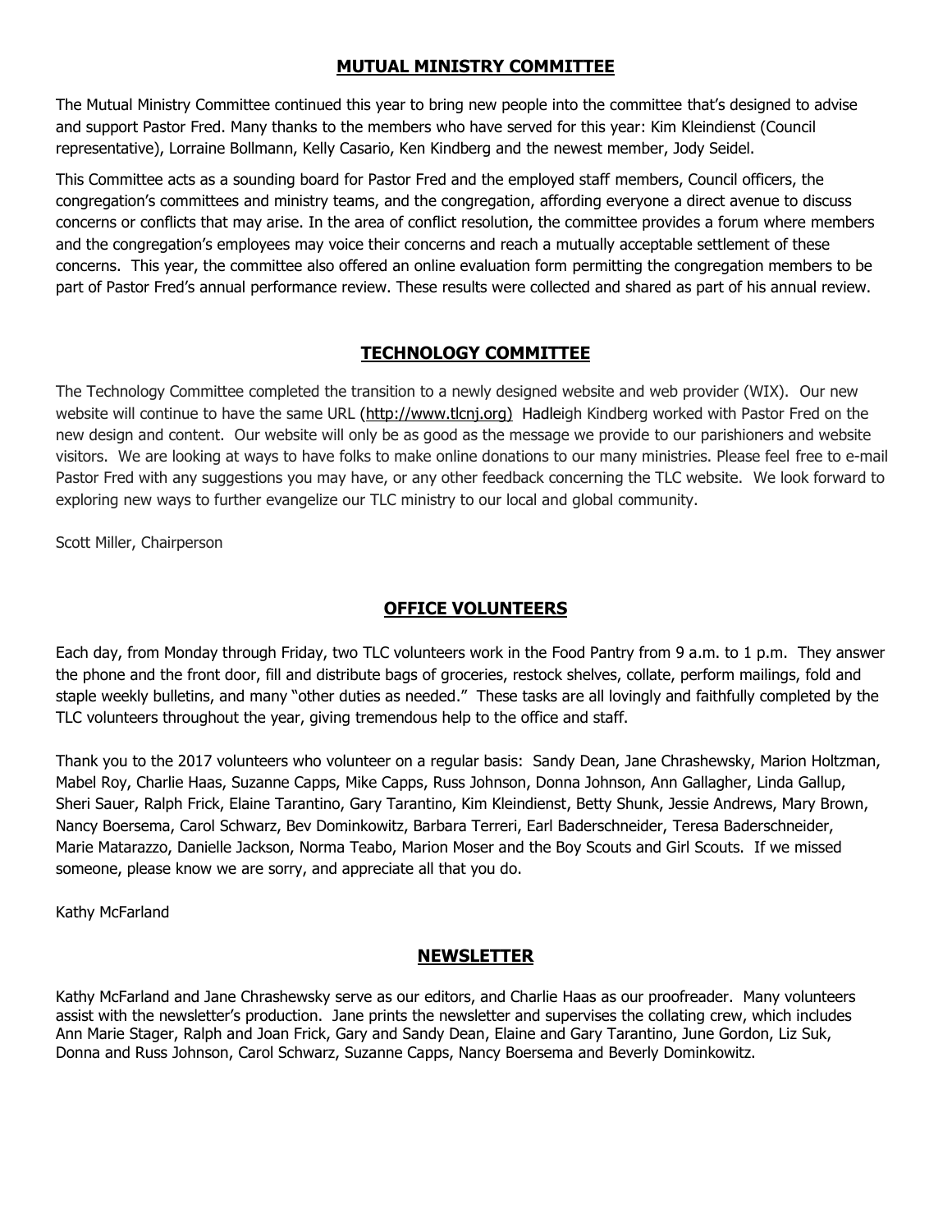## MUTUAL MINISTRY COMMITTEE

The Mutual Ministry Committee continued this year to bring new people into the committee that's designed to advise and support Pastor Fred. Many thanks to the members who have served for this year: Kim Kleindienst (Council representative), Lorraine Bollmann, Kelly Casario, Ken Kindberg and the newest member, Jody Seidel.

This Committee acts as a sounding board for Pastor Fred and the employed staff members, Council officers, the congregation's committees and ministry teams, and the congregation, affording everyone a direct avenue to discuss concerns or conflicts that may arise. In the area of conflict resolution, the committee provides a forum where members and the congregation's employees may voice their concerns and reach a mutually acceptable settlement of these concerns. This year, the committee also offered an online evaluation form permitting the congregation members to be part of Pastor Fred's annual performance review. These results were collected and shared as part of his annual review.

## TECHNOLOGY COMMITTEE

The Technology Committee completed the transition to a newly designed website and web provider (WIX). Our new website will continue to have the same URL (http://www.tlcnj.org) Hadleigh Kindberg worked with Pastor Fred on the new design and content. Our website will only be as good as the message we provide to our parishioners and website visitors. We are looking at ways to have folks to make online donations to our many ministries. Please feel free to e-mail Pastor Fred with any suggestions you may have, or any other feedback concerning the TLC website. We look forward to exploring new ways to further evangelize our TLC ministry to our local and global community.

Scott Miller, Chairperson

## OFFICE VOLUNTEERS

Each day, from Monday through Friday, two TLC volunteers work in the Food Pantry from 9 a.m. to 1 p.m. They answer the phone and the front door, fill and distribute bags of groceries, restock shelves, collate, perform mailings, fold and staple weekly bulletins, and many "other duties as needed." These tasks are all lovingly and faithfully completed by the TLC volunteers throughout the year, giving tremendous help to the office and staff.

Thank you to the 2017 volunteers who volunteer on a regular basis: Sandy Dean, Jane Chrashewsky, Marion Holtzman, Mabel Roy, Charlie Haas, Suzanne Capps, Mike Capps, Russ Johnson, Donna Johnson, Ann Gallagher, Linda Gallup, Sheri Sauer, Ralph Frick, Elaine Tarantino, Gary Tarantino, Kim Kleindienst, Betty Shunk, Jessie Andrews, Mary Brown, Nancy Boersema, Carol Schwarz, Bev Dominkowitz, Barbara Terreri, Earl Baderschneider, Teresa Baderschneider, Marie Matarazzo, Danielle Jackson, Norma Teabo, Marion Moser and the Boy Scouts and Girl Scouts. If we missed someone, please know we are sorry, and appreciate all that you do.

Kathy McFarland

## NEWSLETTER

Kathy McFarland and Jane Chrashewsky serve as our editors, and Charlie Haas as our proofreader. Many volunteers assist with the newsletter's production. Jane prints the newsletter and supervises the collating crew, which includes Ann Marie Stager, Ralph and Joan Frick, Gary and Sandy Dean, Elaine and Gary Tarantino, June Gordon, Liz Suk, Donna and Russ Johnson, Carol Schwarz, Suzanne Capps, Nancy Boersema and Beverly Dominkowitz.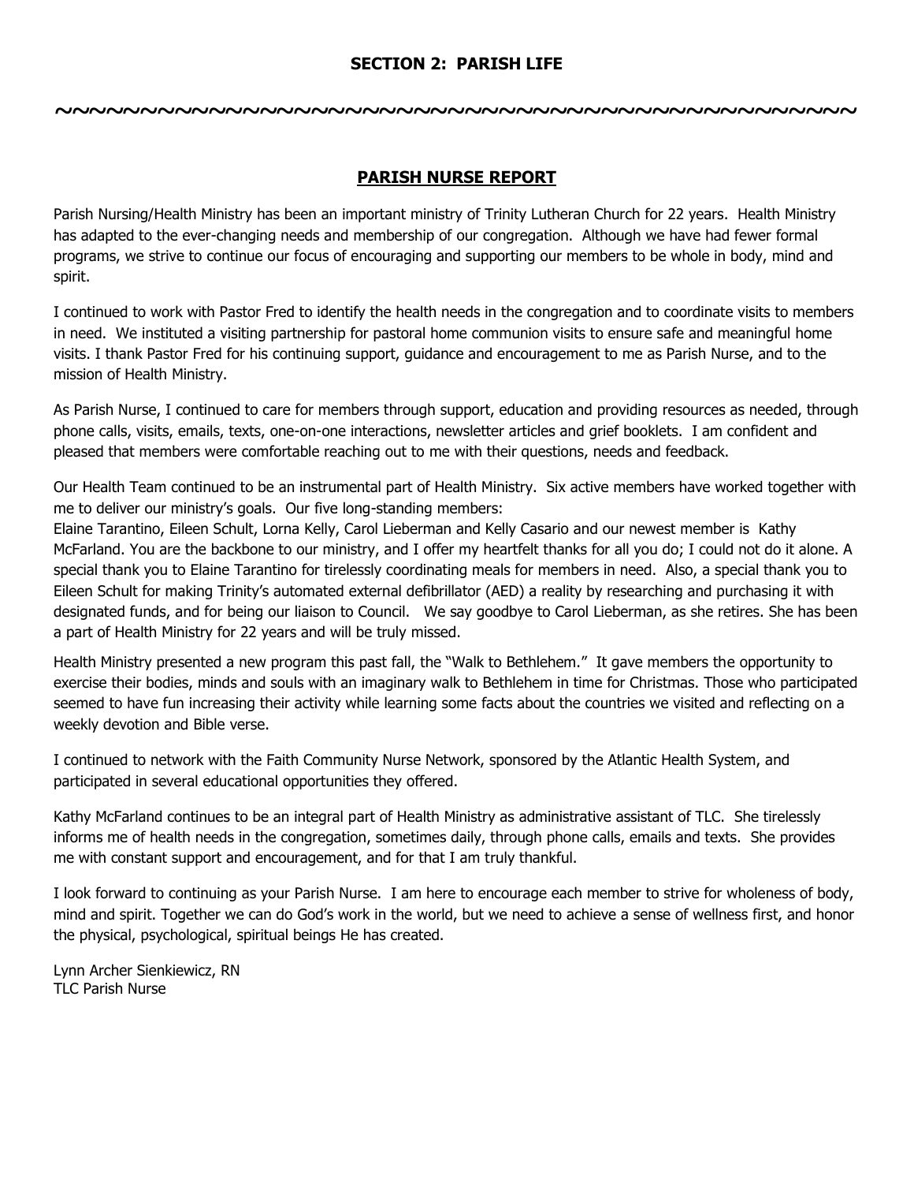## SECTION 2: PARISH LIFE

~~~~~~~~~~~~~~~~~~~~~~~~~~~~~~~~~~~~~~~~~~~~~~~~~~~~~~~~~~~~~~~~~~~~~~~~~~~~~~~~

### PARISH NURSE REPORT

Parish Nursing/Health Ministry has been an important ministry of Trinity Lutheran Church for 22 years. Health Ministry has adapted to the ever-changing needs and membership of our congregation. Although we have had fewer formal programs, we strive to continue our focus of encouraging and supporting our members to be whole in body, mind and spirit.

I continued to work with Pastor Fred to identify the health needs in the congregation and to coordinate visits to members in need. We instituted a visiting partnership for pastoral home communion visits to ensure safe and meaningful home visits. I thank Pastor Fred for his continuing support, guidance and encouragement to me as Parish Nurse, and to the mission of Health Ministry.

As Parish Nurse, I continued to care for members through support, education and providing resources as needed, through phone calls, visits, emails, texts, one-on-one interactions, newsletter articles and grief booklets. I am confident and pleased that members were comfortable reaching out to me with their questions, needs and feedback.

Our Health Team continued to be an instrumental part of Health Ministry. Six active members have worked together with me to deliver our ministry's goals. Our five long-standing members:
Elaine Tarantino, Eileen Schult, Lorna Kelly, Carol Lieberman and Kelly Casario and our newest member is Kathy McFarland. You are the backbone to our ministry, and I offer my heartfelt thanks for all you do; I could not do it alone. A special thank you to Elaine Tarantino for tirelessly coordinating meals for members in need. Also, a special thank you to Eileen Schult for making Trinity's automated external defibrillator (AED) a reality by researching and purchasing it with designated funds, and for being our liaison to Council. We say goodbye to Carol Lieberman, as she retires. She has been a part of Health Ministry for 22 years and will be truly missed.

Health Ministry presented a new program this past fall, the "Walk to Bethlehem." It gave members the opportunity to exercise their bodies, minds and souls with an imaginary walk to Bethlehem in time for Christmas. Those who participated seemed to have fun increasing their activity while learning some facts about the countries we visited and reflecting on a weekly devotion and Bible verse.

I continued to network with the Faith Community Nurse Network, sponsored by the Atlantic Health System, and participated in several educational opportunities they offered.

Kathy McFarland continues to be an integral part of Health Ministry as administrative assistant of TLC. She tirelessly informs me of health needs in the congregation, sometimes daily, through phone calls, emails and texts. She provides me with constant support and encouragement, and for that I am truly thankful.

I look forward to continuing as your Parish Nurse. I am here to encourage each member to strive for wholeness of body, mind and spirit. Together we can do God's work in the world, but we need to achieve a sense of wellness first, and honor the physical, psychological, spiritual beings He has created.

Lynn Archer Sienkiewicz, RN
TLC Parish Nurse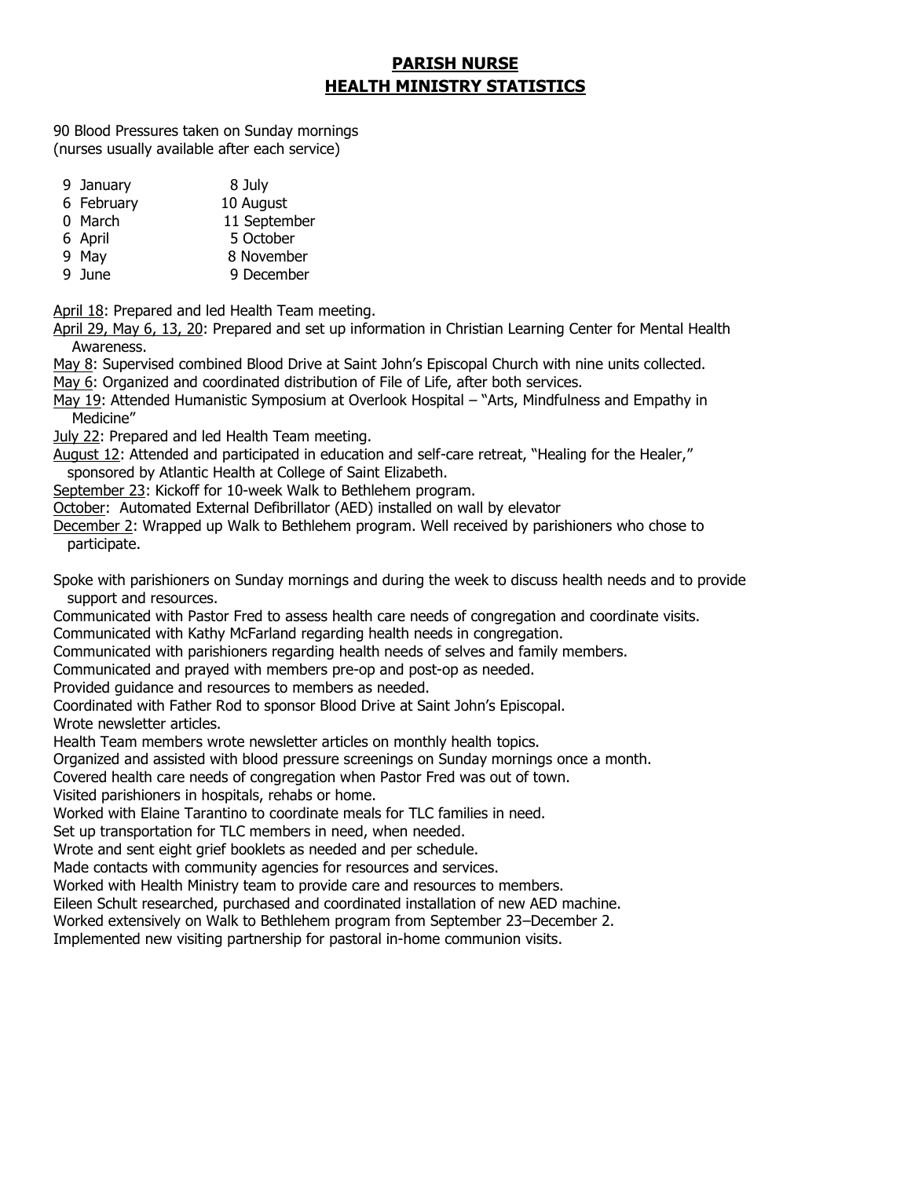# PARISH NURSE
# HEALTH MINISTRY STATISTICS

90 Blood Pressures taken on Sunday mornings
(nurses usually available after each service)

| | |
|---|---|
| 9 January | 8 July |
| 6 February | 10 August |
| 0 March | 11 September |
| 6 April | 5 October |
| 9 May | 8 November |
| 9 June | 9 December |

<u>April 18</u>: Prepared and led Health Team meeting.
<u>April 29, May 6, 13, 20</u>: Prepared and set up information in Christian Learning Center for Mental Health Awareness.
<u>May 8</u>: Supervised combined Blood Drive at Saint John's Episcopal Church with nine units collected.
<u>May 6</u>: Organized and coordinated distribution of File of Life, after both services.
<u>May 19</u>: Attended Humanistic Symposium at Overlook Hospital – "Arts, Mindfulness and Empathy in Medicine"
<u>July 22</u>: Prepared and led Health Team meeting.
<u>August 12</u>: Attended and participated in education and self-care retreat, "Healing for the Healer," sponsored by Atlantic Health at College of Saint Elizabeth.
<u>September 23</u>: Kickoff for 10-week Walk to Bethlehem program.
<u>October</u>: Automated External Defibrillator (AED) installed on wall by elevator
<u>December 2</u>: Wrapped up Walk to Bethlehem program. Well received by parishioners who chose to participate.

Spoke with parishioners on Sunday mornings and during the week to discuss health needs and to provide support and resources.
Communicated with Pastor Fred to assess health care needs of congregation and coordinate visits.
Communicated with Kathy McFarland regarding health needs in congregation.
Communicated with parishioners regarding health needs of selves and family members.
Communicated and prayed with members pre-op and post-op as needed.
Provided guidance and resources to members as needed.
Coordinated with Father Rod to sponsor Blood Drive at Saint John's Episcopal.
Wrote newsletter articles.
Health Team members wrote newsletter articles on monthly health topics.
Organized and assisted with blood pressure screenings on Sunday mornings once a month.
Covered health care needs of congregation when Pastor Fred was out of town.
Visited parishioners in hospitals, rehabs or home.
Worked with Elaine Tarantino to coordinate meals for TLC families in need.
Set up transportation for TLC members in need, when needed.
Wrote and sent eight grief booklets as needed and per schedule.
Made contacts with community agencies for resources and services.
Worked with Health Ministry team to provide care and resources to members.
Eileen Schult researched, purchased and coordinated installation of new AED machine.
Worked extensively on Walk to Bethlehem program from September 23–December 2.
Implemented new visiting partnership for pastoral in-home communion visits.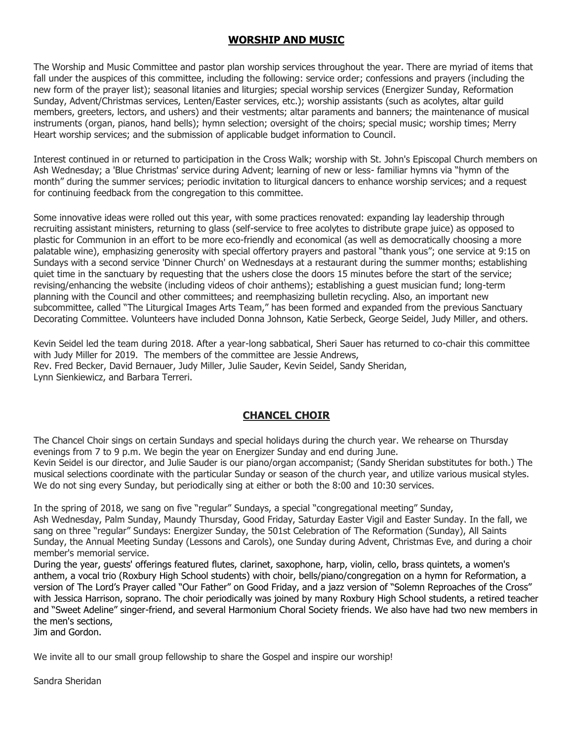## WORSHIP AND MUSIC

The Worship and Music Committee and pastor plan worship services throughout the year. There are myriad of items that fall under the auspices of this committee, including the following: service order; confessions and prayers (including the new form of the prayer list); seasonal litanies and liturgies; special worship services (Energizer Sunday, Reformation Sunday, Advent/Christmas services, Lenten/Easter services, etc.); worship assistants (such as acolytes, altar guild members, greeters, lectors, and ushers) and their vestments; altar paraments and banners; the maintenance of musical instruments (organ, pianos, hand bells); hymn selection; oversight of the choirs; special music; worship times; Merry Heart worship services; and the submission of applicable budget information to Council.

Interest continued in or returned to participation in the Cross Walk; worship with St. John's Episcopal Church members on Ash Wednesday; a 'Blue Christmas' service during Advent; learning of new or less- familiar hymns via "hymn of the month" during the summer services; periodic invitation to liturgical dancers to enhance worship services; and a request for continuing feedback from the congregation to this committee.

Some innovative ideas were rolled out this year, with some practices renovated: expanding lay leadership through recruiting assistant ministers, returning to glass (self-service to free acolytes to distribute grape juice) as opposed to plastic for Communion in an effort to be more eco-friendly and economical (as well as democratically choosing a more palatable wine), emphasizing generosity with special offertory prayers and pastoral "thank yous"; one service at 9:15 on Sundays with a second service 'Dinner Church' on Wednesdays at a restaurant during the summer months; establishing quiet time in the sanctuary by requesting that the ushers close the doors 15 minutes before the start of the service; revising/enhancing the website (including videos of choir anthems); establishing a guest musician fund; long-term planning with the Council and other committees; and reemphasizing bulletin recycling. Also, an important new subcommittee, called "The Liturgical Images Arts Team," has been formed and expanded from the previous Sanctuary Decorating Committee. Volunteers have included Donna Johnson, Katie Serbeck, George Seidel, Judy Miller, and others.

Kevin Seidel led the team during 2018. After a year-long sabbatical, Sheri Sauer has returned to co-chair this committee with Judy Miller for 2019. The members of the committee are Jessie Andrews,
Rev. Fred Becker, David Bernauer, Judy Miller, Julie Sauder, Kevin Seidel, Sandy Sheridan,
Lynn Sienkiewicz, and Barbara Terreri.

## CHANCEL CHOIR

The Chancel Choir sings on certain Sundays and special holidays during the church year. We rehearse on Thursday evenings from 7 to 9 p.m. We begin the year on Energizer Sunday and end during June.
Kevin Seidel is our director, and Julie Sauder is our piano/organ accompanist; (Sandy Sheridan substitutes for both.) The musical selections coordinate with the particular Sunday or season of the church year, and utilize various musical styles. We do not sing every Sunday, but periodically sing at either or both the 8:00 and 10:30 services.

In the spring of 2018, we sang on five "regular" Sundays, a special "congregational meeting" Sunday,
Ash Wednesday, Palm Sunday, Maundy Thursday, Good Friday, Saturday Easter Vigil and Easter Sunday. In the fall, we sang on three "regular" Sundays: Energizer Sunday, the 501st Celebration of The Reformation (Sunday), All Saints Sunday, the Annual Meeting Sunday (Lessons and Carols), one Sunday during Advent, Christmas Eve, and during a choir member's memorial service.
During the year, guests' offerings featured flutes, clarinet, saxophone, harp, violin, cello, brass quintets, a women's anthem, a vocal trio (Roxbury High School students) with choir, bells/piano/congregation on a hymn for Reformation, a version of The Lord's Prayer called "Our Father" on Good Friday, and a jazz version of "Solemn Reproaches of the Cross" with Jessica Harrison, soprano. The choir periodically was joined by many Roxbury High School students, a retired teacher and "Sweet Adeline" singer-friend, and several Harmonium Choral Society friends. We also have had two new members in the men's sections,
Jim and Gordon.

We invite all to our small group fellowship to share the Gospel and inspire our worship!

Sandra Sheridan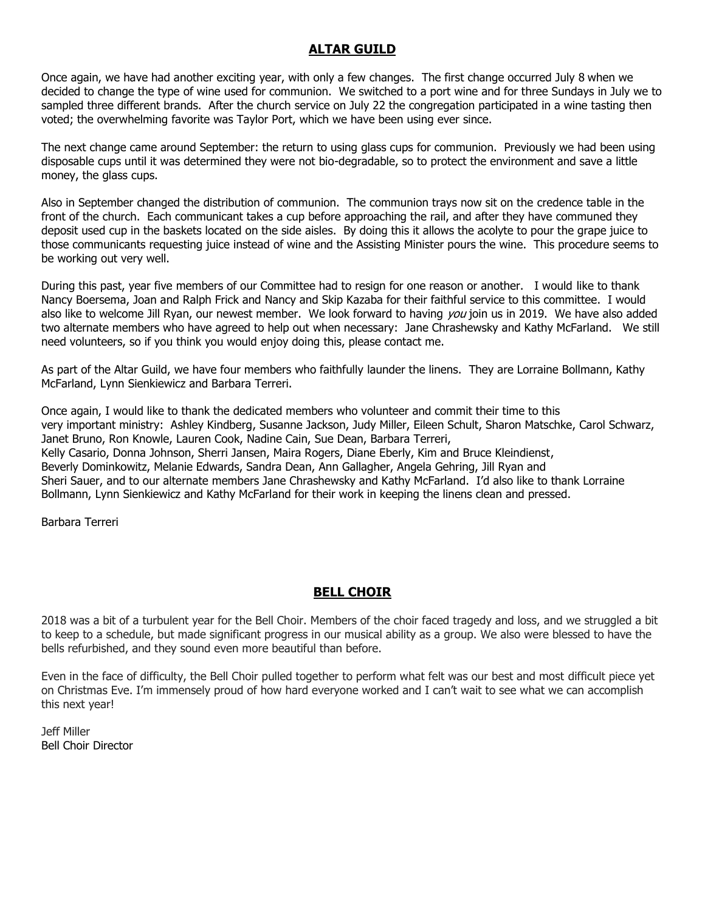## ALTAR GUILD

Once again, we have had another exciting year, with only a few changes. The first change occurred July 8 when we decided to change the type of wine used for communion. We switched to a port wine and for three Sundays in July we to sampled three different brands. After the church service on July 22 the congregation participated in a wine tasting then voted; the overwhelming favorite was Taylor Port, which we have been using ever since.

The next change came around September: the return to using glass cups for communion. Previously we had been using disposable cups until it was determined they were not bio-degradable, so to protect the environment and save a little money, the glass cups.

Also in September changed the distribution of communion. The communion trays now sit on the credence table in the front of the church. Each communicant takes a cup before approaching the rail, and after they have communed they deposit used cup in the baskets located on the side aisles. By doing this it allows the acolyte to pour the grape juice to those communicants requesting juice instead of wine and the Assisting Minister pours the wine. This procedure seems to be working out very well.

During this past, year five members of our Committee had to resign for one reason or another. I would like to thank Nancy Boersema, Joan and Ralph Frick and Nancy and Skip Kazaba for their faithful service to this committee. I would also like to welcome Jill Ryan, our newest member. We look forward to having *you* join us in 2019. We have also added two alternate members who have agreed to help out when necessary: Jane Chrashewsky and Kathy McFarland. We still need volunteers, so if you think you would enjoy doing this, please contact me.

As part of the Altar Guild, we have four members who faithfully launder the linens. They are Lorraine Bollmann, Kathy McFarland, Lynn Sienkiewicz and Barbara Terreri.

Once again, I would like to thank the dedicated members who volunteer and commit their time to this very important ministry: Ashley Kindberg, Susanne Jackson, Judy Miller, Eileen Schult, Sharon Matschke, Carol Schwarz, Janet Bruno, Ron Knowle, Lauren Cook, Nadine Cain, Sue Dean, Barbara Terreri, Kelly Casario, Donna Johnson, Sherri Jansen, Maira Rogers, Diane Eberly, Kim and Bruce Kleindienst, Beverly Dominkowitz, Melanie Edwards, Sandra Dean, Ann Gallagher, Angela Gehring, Jill Ryan and Sheri Sauer, and to our alternate members Jane Chrashewsky and Kathy McFarland. I'd also like to thank Lorraine Bollmann, Lynn Sienkiewicz and Kathy McFarland for their work in keeping the linens clean and pressed.

Barbara Terreri

## BELL CHOIR

2018 was a bit of a turbulent year for the Bell Choir. Members of the choir faced tragedy and loss, and we struggled a bit to keep to a schedule, but made significant progress in our musical ability as a group. We also were blessed to have the bells refurbished, and they sound even more beautiful than before.

Even in the face of difficulty, the Bell Choir pulled together to perform what felt was our best and most difficult piece yet on Christmas Eve. I'm immensely proud of how hard everyone worked and I can't wait to see what we can accomplish this next year!

Jeff Miller
Bell Choir Director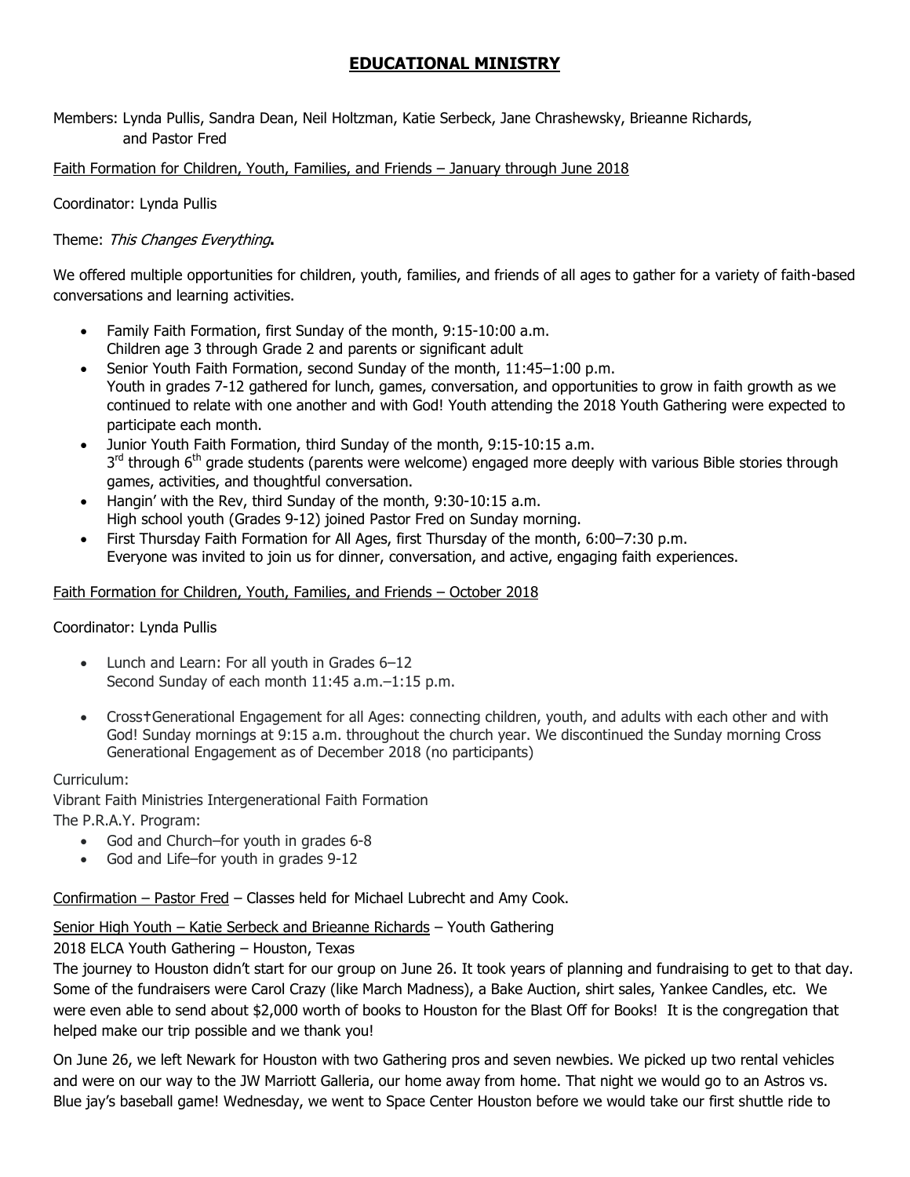## EDUCATIONAL MINISTRY

Members: Lynda Pullis, Sandra Dean, Neil Holtzman, Katie Serbeck, Jane Chrashewsky, Brieanne Richards, and Pastor Fred

Faith Formation for Children, Youth, Families, and Friends – January through June 2018

Coordinator: Lynda Pullis

Theme: *This Changes Everything***.**

We offered multiple opportunities for children, youth, families, and friends of all ages to gather for a variety of faith-based conversations and learning activities.

- Family Faith Formation, first Sunday of the month, 9:15-10:00 a.m.
  Children age 3 through Grade 2 and parents or significant adult
- Senior Youth Faith Formation, second Sunday of the month, 11:45–1:00 p.m.
  Youth in grades 7-12 gathered for lunch, games, conversation, and opportunities to grow in faith growth as we continued to relate with one another and with God! Youth attending the 2018 Youth Gathering were expected to participate each month.
- Junior Youth Faith Formation, third Sunday of the month, 9:15-10:15 a.m.
  3rd through 6th grade students (parents were welcome) engaged more deeply with various Bible stories through games, activities, and thoughtful conversation.
- Hangin' with the Rev, third Sunday of the month, 9:30-10:15 a.m.
  High school youth (Grades 9-12) joined Pastor Fred on Sunday morning.
- First Thursday Faith Formation for All Ages, first Thursday of the month, 6:00–7:30 p.m.
  Everyone was invited to join us for dinner, conversation, and active, engaging faith experiences.

Faith Formation for Children, Youth, Families, and Friends – October 2018

Coordinator: Lynda Pullis

- Lunch and Learn: For all youth in Grades 6–12
  Second Sunday of each month 11:45 a.m.–1:15 p.m.
- Cross†Generational Engagement for all Ages: connecting children, youth, and adults with each other and with God! Sunday mornings at 9:15 a.m. throughout the church year. We discontinued the Sunday morning Cross Generational Engagement as of December 2018 (no participants)

Curriculum:
Vibrant Faith Ministries Intergenerational Faith Formation
The P.R.A.Y. Program:

- God and Church–for youth in grades 6-8
- God and Life–for youth in grades 9-12

Confirmation – Pastor Fred – Classes held for Michael Lubrecht and Amy Cook.

Senior High Youth – Katie Serbeck and Brieanne Richards – Youth Gathering

2018 ELCA Youth Gathering – Houston, Texas

The journey to Houston didn't start for our group on June 26. It took years of planning and fundraising to get to that day. Some of the fundraisers were Carol Crazy (like March Madness), a Bake Auction, shirt sales, Yankee Candles, etc. We were even able to send about $2,000 worth of books to Houston for the Blast Off for Books! It is the congregation that helped make our trip possible and we thank you!

On June 26, we left Newark for Houston with two Gathering pros and seven newbies. We picked up two rental vehicles and were on our way to the JW Marriott Galleria, our home away from home. That night we would go to an Astros vs. Blue jay's baseball game! Wednesday, we went to Space Center Houston before we would take our first shuttle ride to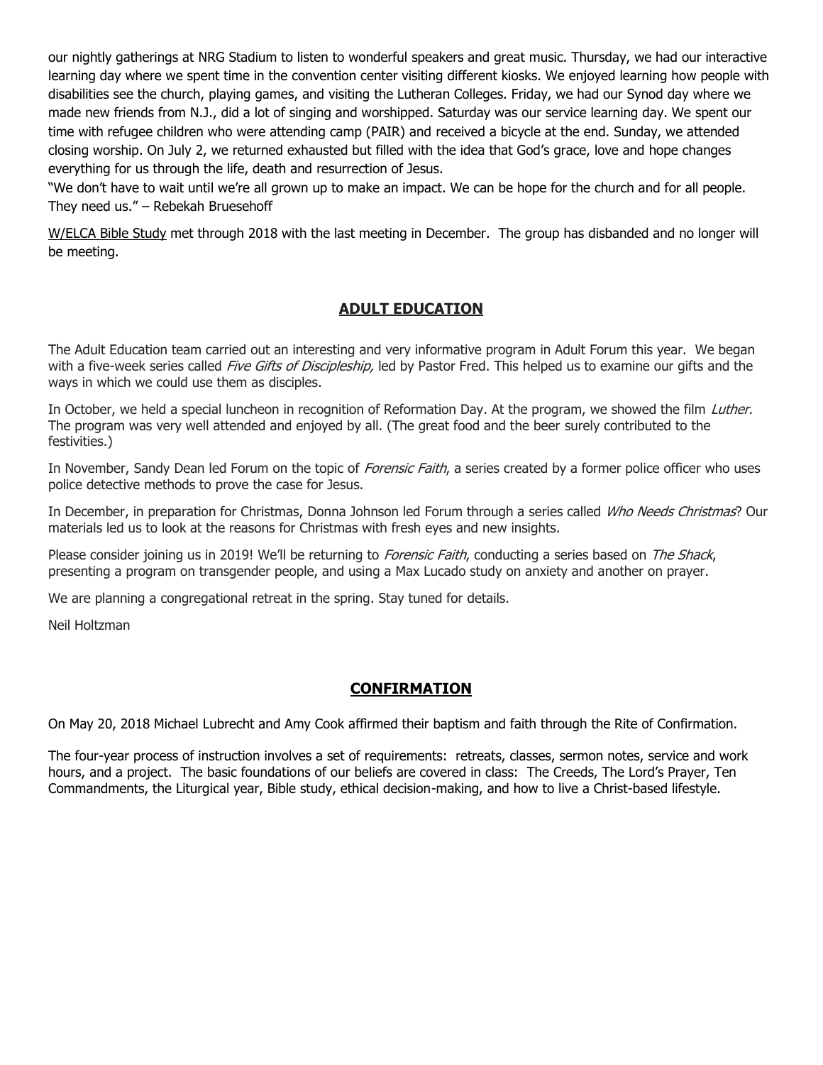our nightly gatherings at NRG Stadium to listen to wonderful speakers and great music. Thursday, we had our interactive learning day where we spent time in the convention center visiting different kiosks. We enjoyed learning how people with disabilities see the church, playing games, and visiting the Lutheran Colleges. Friday, we had our Synod day where we made new friends from N.J., did a lot of singing and worshipped. Saturday was our service learning day. We spent our time with refugee children who were attending camp (PAIR) and received a bicycle at the end. Sunday, we attended closing worship. On July 2, we returned exhausted but filled with the idea that God's grace, love and hope changes everything for us through the life, death and resurrection of Jesus.

"We don't have to wait until we're all grown up to make an impact. We can be hope for the church and for all people. They need us." – Rebekah Bruesehoff

W/ELCA Bible Study met through 2018 with the last meeting in December. The group has disbanded and no longer will be meeting.

## ADULT EDUCATION

The Adult Education team carried out an interesting and very informative program in Adult Forum this year. We began with a five-week series called *Five Gifts of Discipleship,* led by Pastor Fred. This helped us to examine our gifts and the ways in which we could use them as disciples.

In October, we held a special luncheon in recognition of Reformation Day. At the program, we showed the film *Luther.* The program was very well attended and enjoyed by all. (The great food and the beer surely contributed to the festivities.)

In November, Sandy Dean led Forum on the topic of *Forensic Faith*, a series created by a former police officer who uses police detective methods to prove the case for Jesus.

In December, in preparation for Christmas, Donna Johnson led Forum through a series called *Who Needs Christmas*? Our materials led us to look at the reasons for Christmas with fresh eyes and new insights.

Please consider joining us in 2019! We'll be returning to *Forensic Faith*, conducting a series based on *The Shack*, presenting a program on transgender people, and using a Max Lucado study on anxiety and another on prayer.

We are planning a congregational retreat in the spring. Stay tuned for details.

Neil Holtzman

## CONFIRMATION

On May 20, 2018 Michael Lubrecht and Amy Cook affirmed their baptism and faith through the Rite of Confirmation.

The four-year process of instruction involves a set of requirements: retreats, classes, sermon notes, service and work hours, and a project. The basic foundations of our beliefs are covered in class: The Creeds, The Lord's Prayer, Ten Commandments, the Liturgical year, Bible study, ethical decision-making, and how to live a Christ-based lifestyle.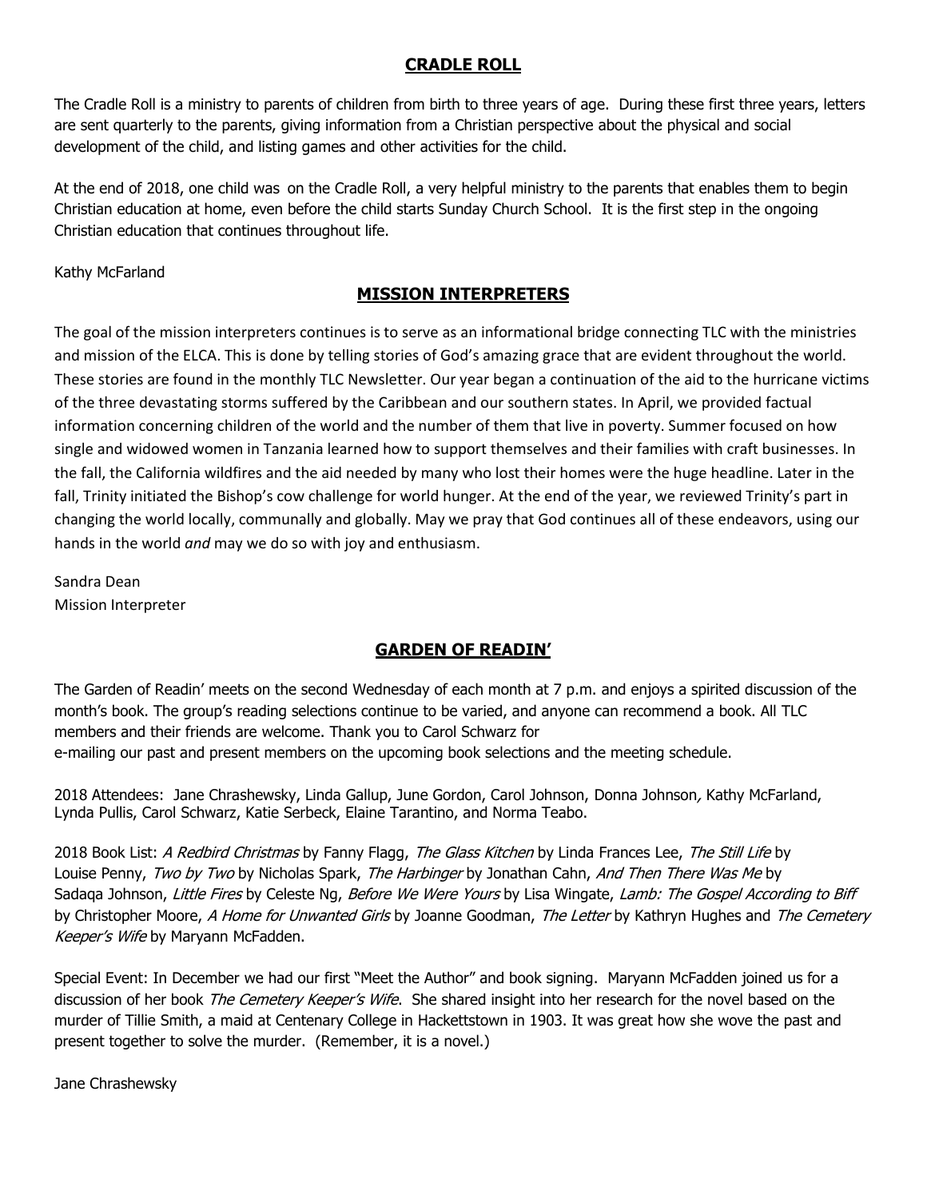## CRADLE ROLL

The Cradle Roll is a ministry to parents of children from birth to three years of age. During these first three years, letters are sent quarterly to the parents, giving information from a Christian perspective about the physical and social development of the child, and listing games and other activities for the child.

At the end of 2018, one child was on the Cradle Roll, a very helpful ministry to the parents that enables them to begin Christian education at home, even before the child starts Sunday Church School. It is the first step in the ongoing Christian education that continues throughout life.

Kathy McFarland

## MISSION INTERPRETERS

The goal of the mission interpreters continues is to serve as an informational bridge connecting TLC with the ministries and mission of the ELCA. This is done by telling stories of God's amazing grace that are evident throughout the world. These stories are found in the monthly TLC Newsletter. Our year began a continuation of the aid to the hurricane victims of the three devastating storms suffered by the Caribbean and our southern states. In April, we provided factual information concerning children of the world and the number of them that live in poverty. Summer focused on how single and widowed women in Tanzania learned how to support themselves and their families with craft businesses. In the fall, the California wildfires and the aid needed by many who lost their homes were the huge headline. Later in the fall, Trinity initiated the Bishop's cow challenge for world hunger. At the end of the year, we reviewed Trinity's part in changing the world locally, communally and globally. May we pray that God continues all of these endeavors, using our hands in the world *and* may we do so with joy and enthusiasm.

Sandra Dean
Mission Interpreter

## GARDEN OF READIN'

The Garden of Readin' meets on the second Wednesday of each month at 7 p.m. and enjoys a spirited discussion of the month's book. The group's reading selections continue to be varied, and anyone can recommend a book. All TLC members and their friends are welcome. Thank you to Carol Schwarz for
e-mailing our past and present members on the upcoming book selections and the meeting schedule.

2018 Attendees: Jane Chrashewsky, Linda Gallup, June Gordon, Carol Johnson, Donna Johnson, Kathy McFarland, Lynda Pullis, Carol Schwarz, Katie Serbeck, Elaine Tarantino, and Norma Teabo.

2018 Book List: *A Redbird Christmas* by Fanny Flagg, *The Glass Kitchen* by Linda Frances Lee, *The Still Life* by Louise Penny, *Two by Two* by Nicholas Spark, *The Harbinger* by Jonathan Cahn, *And Then There Was Me* by Sadaqa Johnson, *Little Fires* by Celeste Ng, *Before We Were Yours* by Lisa Wingate, *Lamb: The Gospel According to Biff* by Christopher Moore, *A Home for Unwanted Girls* by Joanne Goodman, *The Letter* by Kathryn Hughes and *The Cemetery Keeper's Wife* by Maryann McFadden.

Special Event: In December we had our first "Meet the Author" and book signing. Maryann McFadden joined us for a discussion of her book *The Cemetery Keeper's Wife*. She shared insight into her research for the novel based on the murder of Tillie Smith, a maid at Centenary College in Hackettstown in 1903. It was great how she wove the past and present together to solve the murder. (Remember, it is a novel.)

Jane Chrashewsky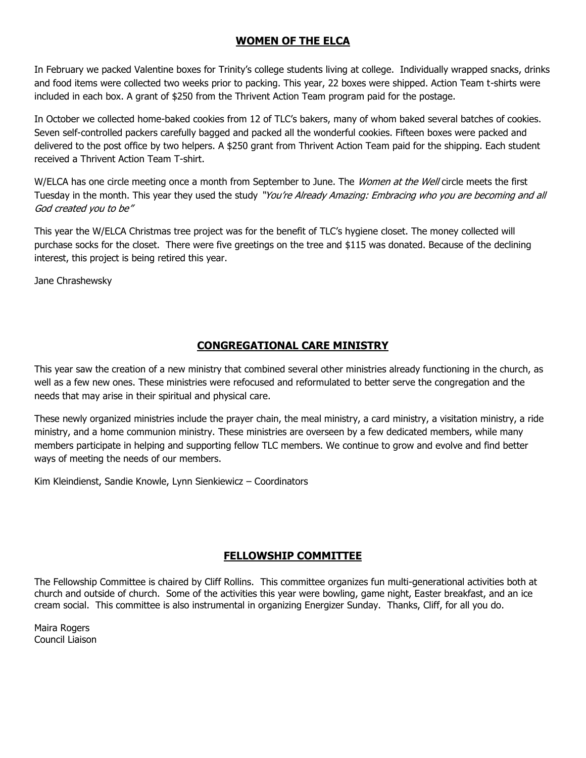## WOMEN OF THE ELCA

In February we packed Valentine boxes for Trinity's college students living at college. Individually wrapped snacks, drinks and food items were collected two weeks prior to packing. This year, 22 boxes were shipped. Action Team t-shirts were included in each box. A grant of $250 from the Thrivent Action Team program paid for the postage.

In October we collected home-baked cookies from 12 of TLC's bakers, many of whom baked several batches of cookies. Seven self-controlled packers carefully bagged and packed all the wonderful cookies. Fifteen boxes were packed and delivered to the post office by two helpers. A $250 grant from Thrivent Action Team paid for the shipping. Each student received a Thrivent Action Team T-shirt.

W/ELCA has one circle meeting once a month from September to June. The *Women at the Well* circle meets the first Tuesday in the month. This year they used the study *"You're Already Amazing: Embracing who you are becoming and all God created you to be"*

This year the W/ELCA Christmas tree project was for the benefit of TLC's hygiene closet. The money collected will purchase socks for the closet. There were five greetings on the tree and $115 was donated. Because of the declining interest, this project is being retired this year.

Jane Chrashewsky

## CONGREGATIONAL CARE MINISTRY

This year saw the creation of a new ministry that combined several other ministries already functioning in the church, as well as a few new ones. These ministries were refocused and reformulated to better serve the congregation and the needs that may arise in their spiritual and physical care.

These newly organized ministries include the prayer chain, the meal ministry, a card ministry, a visitation ministry, a ride ministry, and a home communion ministry. These ministries are overseen by a few dedicated members, while many members participate in helping and supporting fellow TLC members. We continue to grow and evolve and find better ways of meeting the needs of our members.

Kim Kleindienst, Sandie Knowle, Lynn Sienkiewicz – Coordinators

## FELLOWSHIP COMMITTEE

The Fellowship Committee is chaired by Cliff Rollins. This committee organizes fun multi-generational activities both at church and outside of church. Some of the activities this year were bowling, game night, Easter breakfast, and an ice cream social. This committee is also instrumental in organizing Energizer Sunday. Thanks, Cliff, for all you do.

Maira Rogers
Council Liaison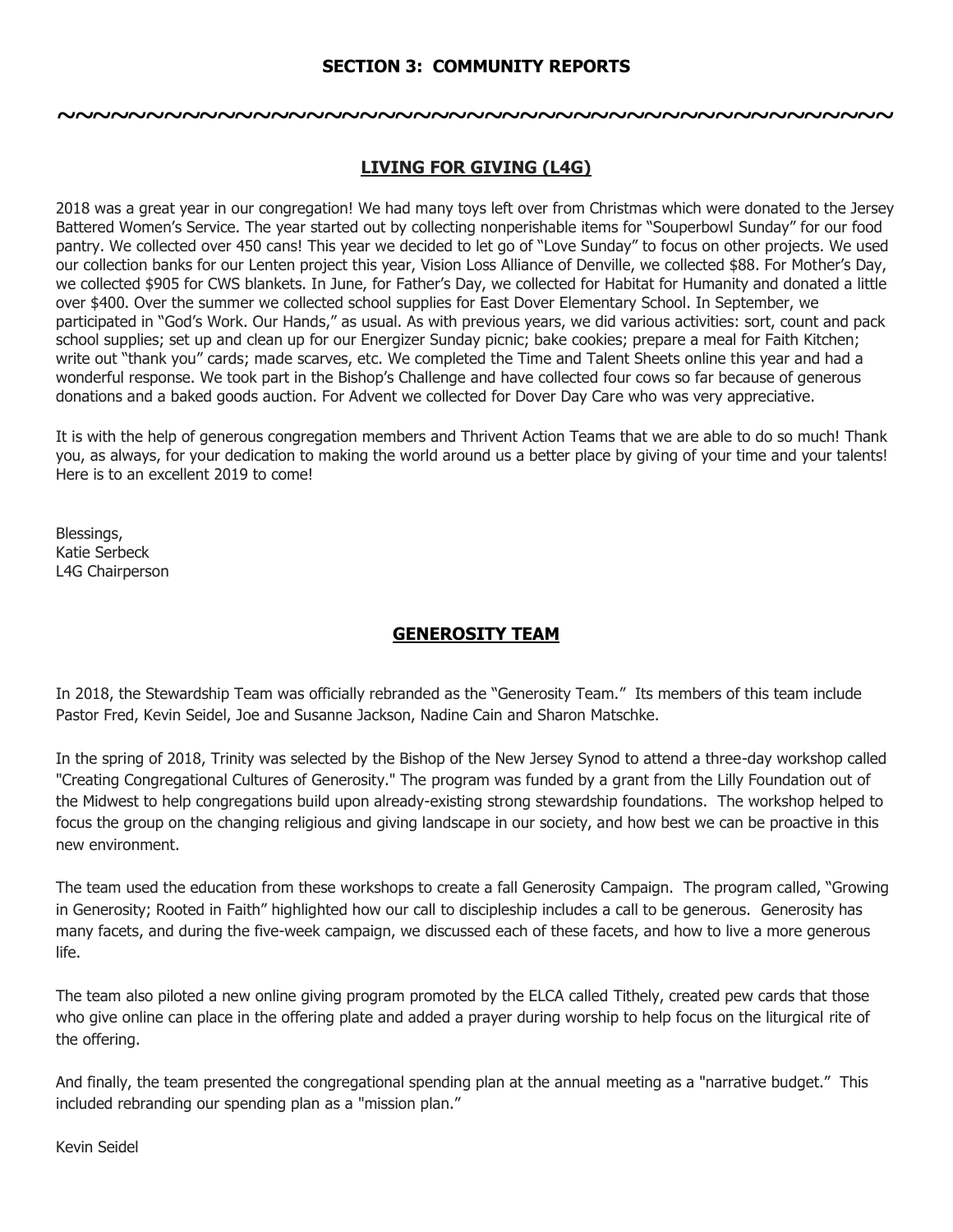## SECTION 3: COMMUNITY REPORTS

~~~~~~~~~~~~~~~~~~~~~~~~~~~~~~~~~~~~~~~~~~~~~~~~~~~~~~~~~~~

### LIVING FOR GIVING (L4G)

2018 was a great year in our congregation! We had many toys left over from Christmas which were donated to the Jersey Battered Women's Service. The year started out by collecting nonperishable items for "Souperbowl Sunday" for our food pantry. We collected over 450 cans! This year we decided to let go of "Love Sunday" to focus on other projects. We used our collection banks for our Lenten project this year, Vision Loss Alliance of Denville, we collected $88. For Mother's Day, we collected $905 for CWS blankets. In June, for Father's Day, we collected for Habitat for Humanity and donated a little over $400. Over the summer we collected school supplies for East Dover Elementary School. In September, we participated in "God's Work. Our Hands," as usual. As with previous years, we did various activities: sort, count and pack school supplies; set up and clean up for our Energizer Sunday picnic; bake cookies; prepare a meal for Faith Kitchen; write out "thank you" cards; made scarves, etc. We completed the Time and Talent Sheets online this year and had a wonderful response. We took part in the Bishop's Challenge and have collected four cows so far because of generous donations and a baked goods auction. For Advent we collected for Dover Day Care who was very appreciative.

It is with the help of generous congregation members and Thrivent Action Teams that we are able to do so much! Thank you, as always, for your dedication to making the world around us a better place by giving of your time and your talents! Here is to an excellent 2019 to come!

Blessings,
Katie Serbeck
L4G Chairperson

### GENEROSITY TEAM

In 2018, the Stewardship Team was officially rebranded as the "Generosity Team." Its members of this team include Pastor Fred, Kevin Seidel, Joe and Susanne Jackson, Nadine Cain and Sharon Matschke.

In the spring of 2018, Trinity was selected by the Bishop of the New Jersey Synod to attend a three-day workshop called "Creating Congregational Cultures of Generosity." The program was funded by a grant from the Lilly Foundation out of the Midwest to help congregations build upon already-existing strong stewardship foundations. The workshop helped to focus the group on the changing religious and giving landscape in our society, and how best we can be proactive in this new environment.

The team used the education from these workshops to create a fall Generosity Campaign. The program called, "Growing in Generosity; Rooted in Faith" highlighted how our call to discipleship includes a call to be generous. Generosity has many facets, and during the five-week campaign, we discussed each of these facets, and how to live a more generous life.

The team also piloted a new online giving program promoted by the ELCA called Tithely, created pew cards that those who give online can place in the offering plate and added a prayer during worship to help focus on the liturgical rite of the offering.

And finally, the team presented the congregational spending plan at the annual meeting as a "narrative budget." This included rebranding our spending plan as a "mission plan."

Kevin Seidel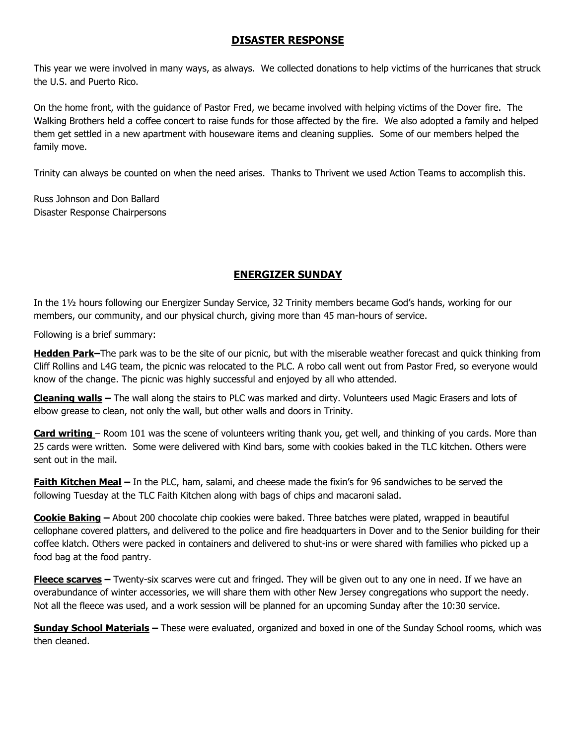## DISASTER RESPONSE

This year we were involved in many ways, as always. We collected donations to help victims of the hurricanes that struck the U.S. and Puerto Rico.

On the home front, with the guidance of Pastor Fred, we became involved with helping victims of the Dover fire. The Walking Brothers held a coffee concert to raise funds for those affected by the fire. We also adopted a family and helped them get settled in a new apartment with houseware items and cleaning supplies. Some of our members helped the family move.

Trinity can always be counted on when the need arises. Thanks to Thrivent we used Action Teams to accomplish this.

Russ Johnson and Don Ballard
Disaster Response Chairpersons

## ENERGIZER SUNDAY

In the 1½ hours following our Energizer Sunday Service, 32 Trinity members became God's hands, working for our members, our community, and our physical church, giving more than 45 man-hours of service.

Following is a brief summary:

**Hedden Park–**The park was to be the site of our picnic, but with the miserable weather forecast and quick thinking from Cliff Rollins and L4G team, the picnic was relocated to the PLC. A robo call went out from Pastor Fred, so everyone would know of the change. The picnic was highly successful and enjoyed by all who attended.

**Cleaning walls –** The wall along the stairs to PLC was marked and dirty. Volunteers used Magic Erasers and lots of elbow grease to clean, not only the wall, but other walls and doors in Trinity.

**Card writing** – Room 101 was the scene of volunteers writing thank you, get well, and thinking of you cards. More than 25 cards were written. Some were delivered with Kind bars, some with cookies baked in the TLC kitchen. Others were sent out in the mail.

**Faith Kitchen Meal –** In the PLC, ham, salami, and cheese made the fixin's for 96 sandwiches to be served the following Tuesday at the TLC Faith Kitchen along with bags of chips and macaroni salad.

**Cookie Baking –** About 200 chocolate chip cookies were baked. Three batches were plated, wrapped in beautiful cellophane covered platters, and delivered to the police and fire headquarters in Dover and to the Senior building for their coffee klatch. Others were packed in containers and delivered to shut-ins or were shared with families who picked up a food bag at the food pantry.

**Fleece scarves –** Twenty-six scarves were cut and fringed. They will be given out to any one in need. If we have an overabundance of winter accessories, we will share them with other New Jersey congregations who support the needy. Not all the fleece was used, and a work session will be planned for an upcoming Sunday after the 10:30 service.

**Sunday School Materials –** These were evaluated, organized and boxed in one of the Sunday School rooms, which was then cleaned.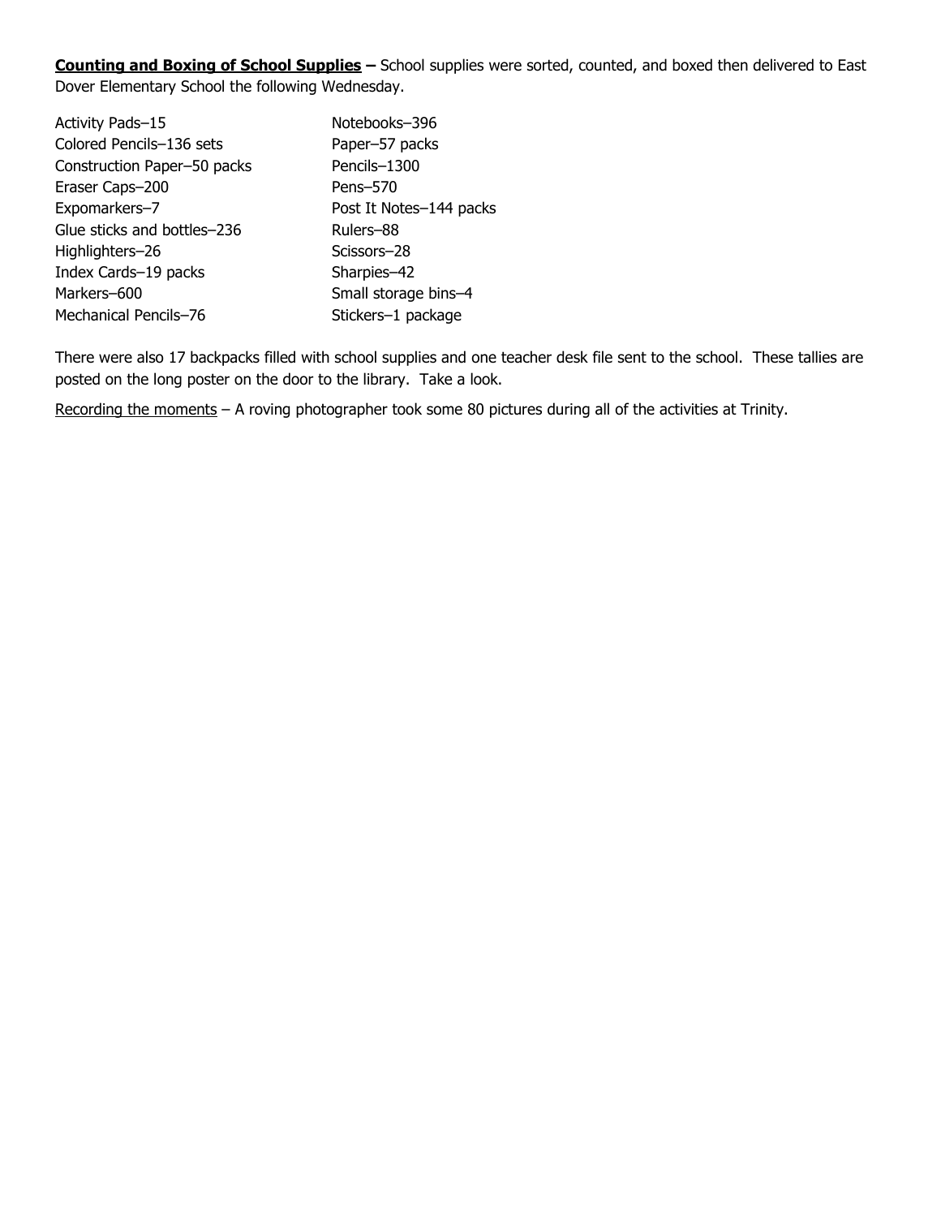**Counting and Boxing of School Supplies –** School supplies were sorted, counted, and boxed then delivered to East Dover Elementary School the following Wednesday.

Activity Pads–15
Colored Pencils–136 sets
Construction Paper–50 packs
Eraser Caps–200
Expomarkers–7
Glue sticks and bottles–236
Highlighters–26
Index Cards–19 packs
Markers–600
Mechanical Pencils–76
Notebooks–396
Paper–57 packs
Pencils–1300
Pens–570
Post It Notes–144 packs
Rulers–88
Scissors–28
Sharpies–42
Small storage bins–4
Stickers–1 package

There were also 17 backpacks filled with school supplies and one teacher desk file sent to the school. These tallies are posted on the long poster on the door to the library. Take a look.

Recording the moments – A roving photographer took some 80 pictures during all of the activities at Trinity.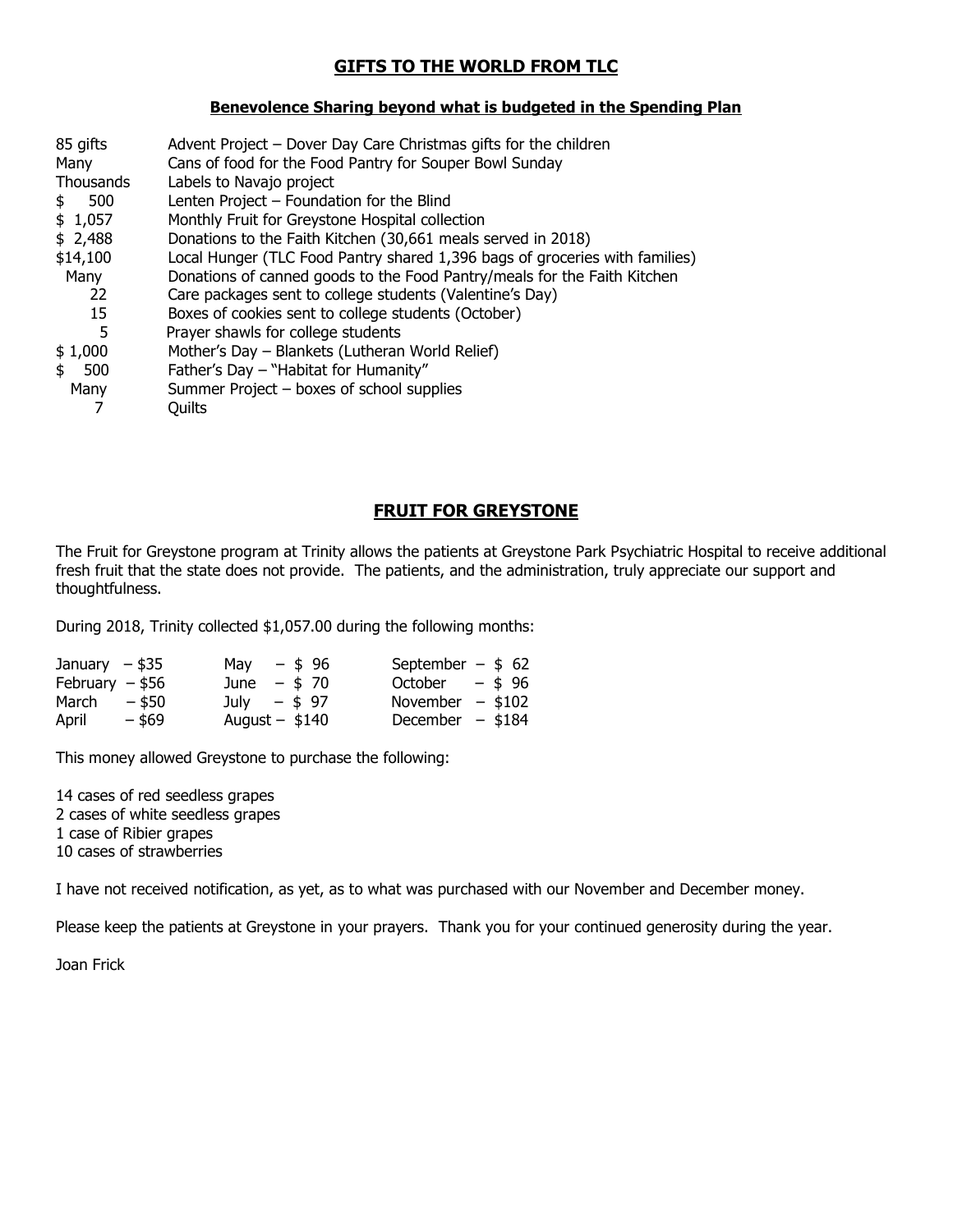## GIFTS TO THE WORLD FROM TLC

### Benevolence Sharing beyond what is budgeted in the Spending Plan

| | |
|---|---|
| 85 gifts | Advent Project – Dover Day Care Christmas gifts for the children |
| Many | Cans of food for the Food Pantry for Souper Bowl Sunday |
| Thousands | Labels to Navajo project |
| $ 500 | Lenten Project – Foundation for the Blind |
| $ 1,057 | Monthly Fruit for Greystone Hospital collection |
| $ 2,488 | Donations to the Faith Kitchen (30,661 meals served in 2018) |
| $14,100 | Local Hunger (TLC Food Pantry shared 1,396 bags of groceries with families) |
| Many | Donations of canned goods to the Food Pantry/meals for the Faith Kitchen |
| 22 | Care packages sent to college students (Valentine's Day) |
| 15 | Boxes of cookies sent to college students (October) |
| 5 | Prayer shawls for college students |
| $ 1,000 | Mother's Day – Blankets (Lutheran World Relief) |
| $ 500 | Father's Day – "Habitat for Humanity" |
| Many | Summer Project – boxes of school supplies |
| 7 | Quilts |

## FRUIT FOR GREYSTONE

The Fruit for Greystone program at Trinity allows the patients at Greystone Park Psychiatric Hospital to receive additional fresh fruit that the state does not provide. The patients, and the administration, truly appreciate our support and thoughtfulness.

During 2018, Trinity collected $1,057.00 during the following months:

| | | |
|---|---|---|
| January – $35 | May – $ 96 | September – $ 62 |
| February – $56 | June – $ 70 | October – $ 96 |
| March – $50 | July – $ 97 | November – $102 |
| April – $69 | August – $140 | December – $184 |

This money allowed Greystone to purchase the following:

14 cases of red seedless grapes
2 cases of white seedless grapes
1 case of Ribier grapes
10 cases of strawberries

I have not received notification, as yet, as to what was purchased with our November and December money.

Please keep the patients at Greystone in your prayers. Thank you for your continued generosity during the year.

Joan Frick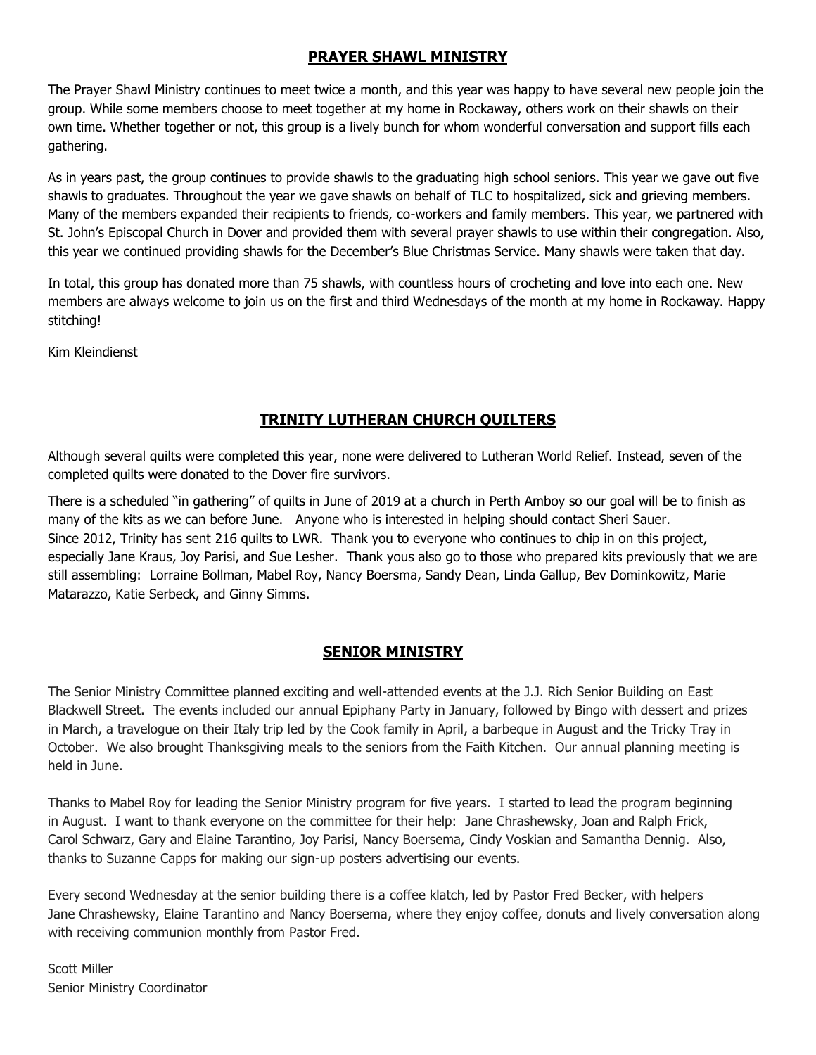## **PRAYER SHAWL MINISTRY**

The Prayer Shawl Ministry continues to meet twice a month, and this year was happy to have several new people join the group. While some members choose to meet together at my home in Rockaway, others work on their shawls on their own time. Whether together or not, this group is a lively bunch for whom wonderful conversation and support fills each gathering.

As in years past, the group continues to provide shawls to the graduating high school seniors. This year we gave out five shawls to graduates. Throughout the year we gave shawls on behalf of TLC to hospitalized, sick and grieving members. Many of the members expanded their recipients to friends, co-workers and family members. This year, we partnered with St. John's Episcopal Church in Dover and provided them with several prayer shawls to use within their congregation. Also, this year we continued providing shawls for the December's Blue Christmas Service. Many shawls were taken that day.

In total, this group has donated more than 75 shawls, with countless hours of crocheting and love into each one. New members are always welcome to join us on the first and third Wednesdays of the month at my home in Rockaway. Happy stitching!

Kim Kleindienst

## **TRINITY LUTHERAN CHURCH QUILTERS**

Although several quilts were completed this year, none were delivered to Lutheran World Relief. Instead, seven of the completed quilts were donated to the Dover fire survivors.

There is a scheduled "in gathering" of quilts in June of 2019 at a church in Perth Amboy so our goal will be to finish as many of the kits as we can before June. Anyone who is interested in helping should contact Sheri Sauer. Since 2012, Trinity has sent 216 quilts to LWR. Thank you to everyone who continues to chip in on this project, especially Jane Kraus, Joy Parisi, and Sue Lesher. Thank yous also go to those who prepared kits previously that we are still assembling: Lorraine Bollman, Mabel Roy, Nancy Boersma, Sandy Dean, Linda Gallup, Bev Dominkowitz, Marie Matarazzo, Katie Serbeck, and Ginny Simms.

## **SENIOR MINISTRY**

The Senior Ministry Committee planned exciting and well-attended events at the J.J. Rich Senior Building on East Blackwell Street. The events included our annual Epiphany Party in January, followed by Bingo with dessert and prizes in March, a travelogue on their Italy trip led by the Cook family in April, a barbeque in August and the Tricky Tray in October. We also brought Thanksgiving meals to the seniors from the Faith Kitchen. Our annual planning meeting is held in June.

Thanks to Mabel Roy for leading the Senior Ministry program for five years. I started to lead the program beginning in August. I want to thank everyone on the committee for their help: Jane Chrashewsky, Joan and Ralph Frick, Carol Schwarz, Gary and Elaine Tarantino, Joy Parisi, Nancy Boersema, Cindy Voskian and Samantha Dennig. Also, thanks to Suzanne Capps for making our sign-up posters advertising our events.

Every second Wednesday at the senior building there is a coffee klatch, led by Pastor Fred Becker, with helpers Jane Chrashewsky, Elaine Tarantino and Nancy Boersema, where they enjoy coffee, donuts and lively conversation along with receiving communion monthly from Pastor Fred.

Scott Miller
Senior Ministry Coordinator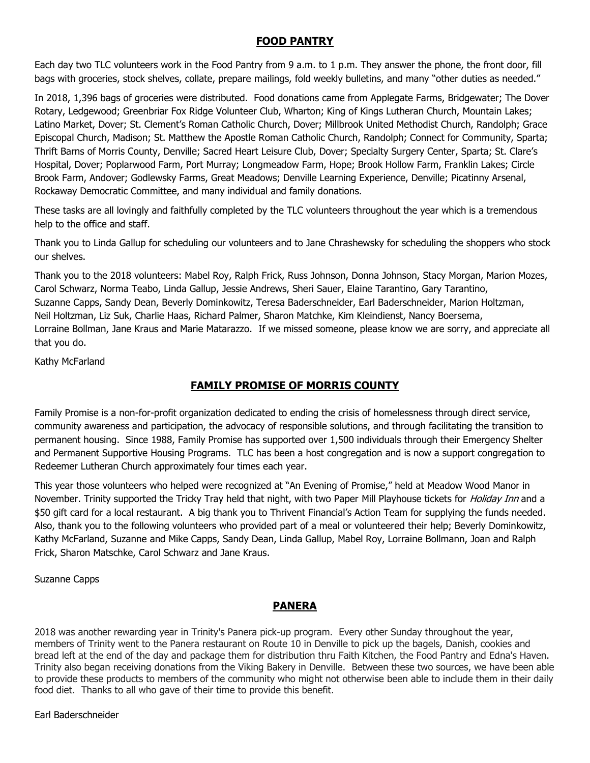## FOOD PANTRY

Each day two TLC volunteers work in the Food Pantry from 9 a.m. to 1 p.m. They answer the phone, the front door, fill bags with groceries, stock shelves, collate, prepare mailings, fold weekly bulletins, and many "other duties as needed."

In 2018, 1,396 bags of groceries were distributed. Food donations came from Applegate Farms, Bridgewater; The Dover Rotary, Ledgewood; Greenbriar Fox Ridge Volunteer Club, Wharton; King of Kings Lutheran Church, Mountain Lakes; Latino Market, Dover; St. Clement's Roman Catholic Church, Dover; Millbrook United Methodist Church, Randolph; Grace Episcopal Church, Madison; St. Matthew the Apostle Roman Catholic Church, Randolph; Connect for Community, Sparta; Thrift Barns of Morris County, Denville; Sacred Heart Leisure Club, Dover; Specialty Surgery Center, Sparta; St. Clare's Hospital, Dover; Poplarwood Farm, Port Murray; Longmeadow Farm, Hope; Brook Hollow Farm, Franklin Lakes; Circle Brook Farm, Andover; Godlewsky Farms, Great Meadows; Denville Learning Experience, Denville; Picatinny Arsenal, Rockaway Democratic Committee, and many individual and family donations.

These tasks are all lovingly and faithfully completed by the TLC volunteers throughout the year which is a tremendous help to the office and staff.

Thank you to Linda Gallup for scheduling our volunteers and to Jane Chrashewsky for scheduling the shoppers who stock our shelves.

Thank you to the 2018 volunteers: Mabel Roy, Ralph Frick, Russ Johnson, Donna Johnson, Stacy Morgan, Marion Mozes, Carol Schwarz, Norma Teabo, Linda Gallup, Jessie Andrews, Sheri Sauer, Elaine Tarantino, Gary Tarantino, Suzanne Capps, Sandy Dean, Beverly Dominkowitz, Teresa Baderschneider, Earl Baderschneider, Marion Holtzman, Neil Holtzman, Liz Suk, Charlie Haas, Richard Palmer, Sharon Matchke, Kim Kleindienst, Nancy Boersema, Lorraine Bollman, Jane Kraus and Marie Matarazzo. If we missed someone, please know we are sorry, and appreciate all that you do.

Kathy McFarland

## FAMILY PROMISE OF MORRIS COUNTY

Family Promise is a non-for-profit organization dedicated to ending the crisis of homelessness through direct service, community awareness and participation, the advocacy of responsible solutions, and through facilitating the transition to permanent housing. Since 1988, Family Promise has supported over 1,500 individuals through their Emergency Shelter and Permanent Supportive Housing Programs. TLC has been a host congregation and is now a support congregation to Redeemer Lutheran Church approximately four times each year.

This year those volunteers who helped were recognized at "An Evening of Promise," held at Meadow Wood Manor in November. Trinity supported the Tricky Tray held that night, with two Paper Mill Playhouse tickets for *Holiday Inn* and a $50 gift card for a local restaurant. A big thank you to Thrivent Financial's Action Team for supplying the funds needed. Also, thank you to the following volunteers who provided part of a meal or volunteered their help; Beverly Dominkowitz, Kathy McFarland, Suzanne and Mike Capps, Sandy Dean, Linda Gallup, Mabel Roy, Lorraine Bollmann, Joan and Ralph Frick, Sharon Matschke, Carol Schwarz and Jane Kraus.

Suzanne Capps

## PANERA

2018 was another rewarding year in Trinity's Panera pick-up program. Every other Sunday throughout the year, members of Trinity went to the Panera restaurant on Route 10 in Denville to pick up the bagels, Danish, cookies and bread left at the end of the day and package them for distribution thru Faith Kitchen, the Food Pantry and Edna's Haven. Trinity also began receiving donations from the Viking Bakery in Denville. Between these two sources, we have been able to provide these products to members of the community who might not otherwise been able to include them in their daily food diet. Thanks to all who gave of their time to provide this benefit.

Earl Baderschneider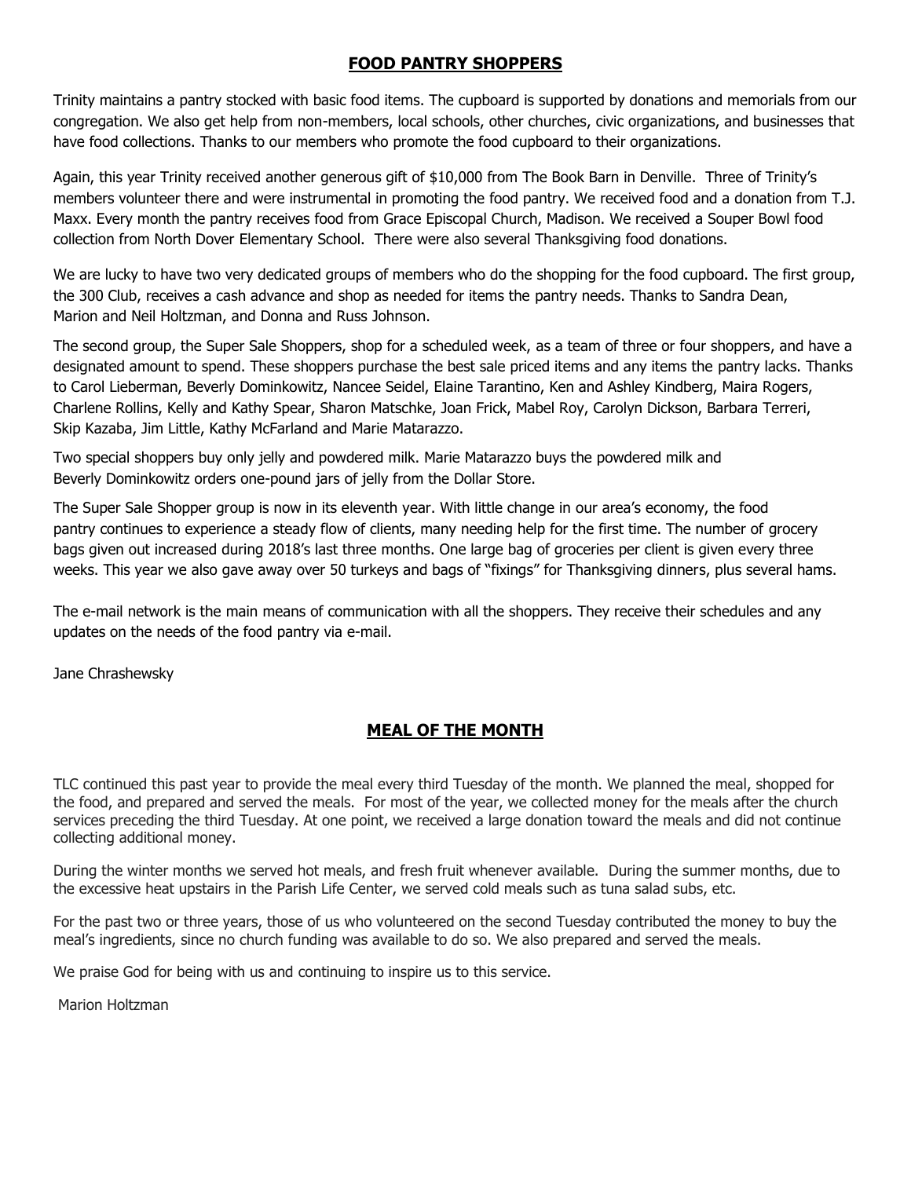## FOOD PANTRY SHOPPERS

Trinity maintains a pantry stocked with basic food items. The cupboard is supported by donations and memorials from our congregation. We also get help from non-members, local schools, other churches, civic organizations, and businesses that have food collections. Thanks to our members who promote the food cupboard to their organizations.

Again, this year Trinity received another generous gift of $10,000 from The Book Barn in Denville. Three of Trinity's members volunteer there and were instrumental in promoting the food pantry. We received food and a donation from T.J. Maxx. Every month the pantry receives food from Grace Episcopal Church, Madison. We received a Souper Bowl food collection from North Dover Elementary School. There were also several Thanksgiving food donations.

We are lucky to have two very dedicated groups of members who do the shopping for the food cupboard. The first group, the 300 Club, receives a cash advance and shop as needed for items the pantry needs. Thanks to Sandra Dean, Marion and Neil Holtzman, and Donna and Russ Johnson.

The second group, the Super Sale Shoppers, shop for a scheduled week, as a team of three or four shoppers, and have a designated amount to spend. These shoppers purchase the best sale priced items and any items the pantry lacks. Thanks to Carol Lieberman, Beverly Dominkowitz, Nancee Seidel, Elaine Tarantino, Ken and Ashley Kindberg, Maira Rogers, Charlene Rollins, Kelly and Kathy Spear, Sharon Matschke, Joan Frick, Mabel Roy, Carolyn Dickson, Barbara Terreri, Skip Kazaba, Jim Little, Kathy McFarland and Marie Matarazzo.

Two special shoppers buy only jelly and powdered milk. Marie Matarazzo buys the powdered milk and Beverly Dominkowitz orders one-pound jars of jelly from the Dollar Store.

The Super Sale Shopper group is now in its eleventh year. With little change in our area's economy, the food pantry continues to experience a steady flow of clients, many needing help for the first time. The number of grocery bags given out increased during 2018's last three months. One large bag of groceries per client is given every three weeks. This year we also gave away over 50 turkeys and bags of "fixings" for Thanksgiving dinners, plus several hams.

The e-mail network is the main means of communication with all the shoppers. They receive their schedules and any updates on the needs of the food pantry via e-mail.

Jane Chrashewsky

## MEAL OF THE MONTH

TLC continued this past year to provide the meal every third Tuesday of the month. We planned the meal, shopped for the food, and prepared and served the meals. For most of the year, we collected money for the meals after the church services preceding the third Tuesday. At one point, we received a large donation toward the meals and did not continue collecting additional money.

During the winter months we served hot meals, and fresh fruit whenever available. During the summer months, due to the excessive heat upstairs in the Parish Life Center, we served cold meals such as tuna salad subs, etc.

For the past two or three years, those of us who volunteered on the second Tuesday contributed the money to buy the meal's ingredients, since no church funding was available to do so. We also prepared and served the meals.

We praise God for being with us and continuing to inspire us to this service.

Marion Holtzman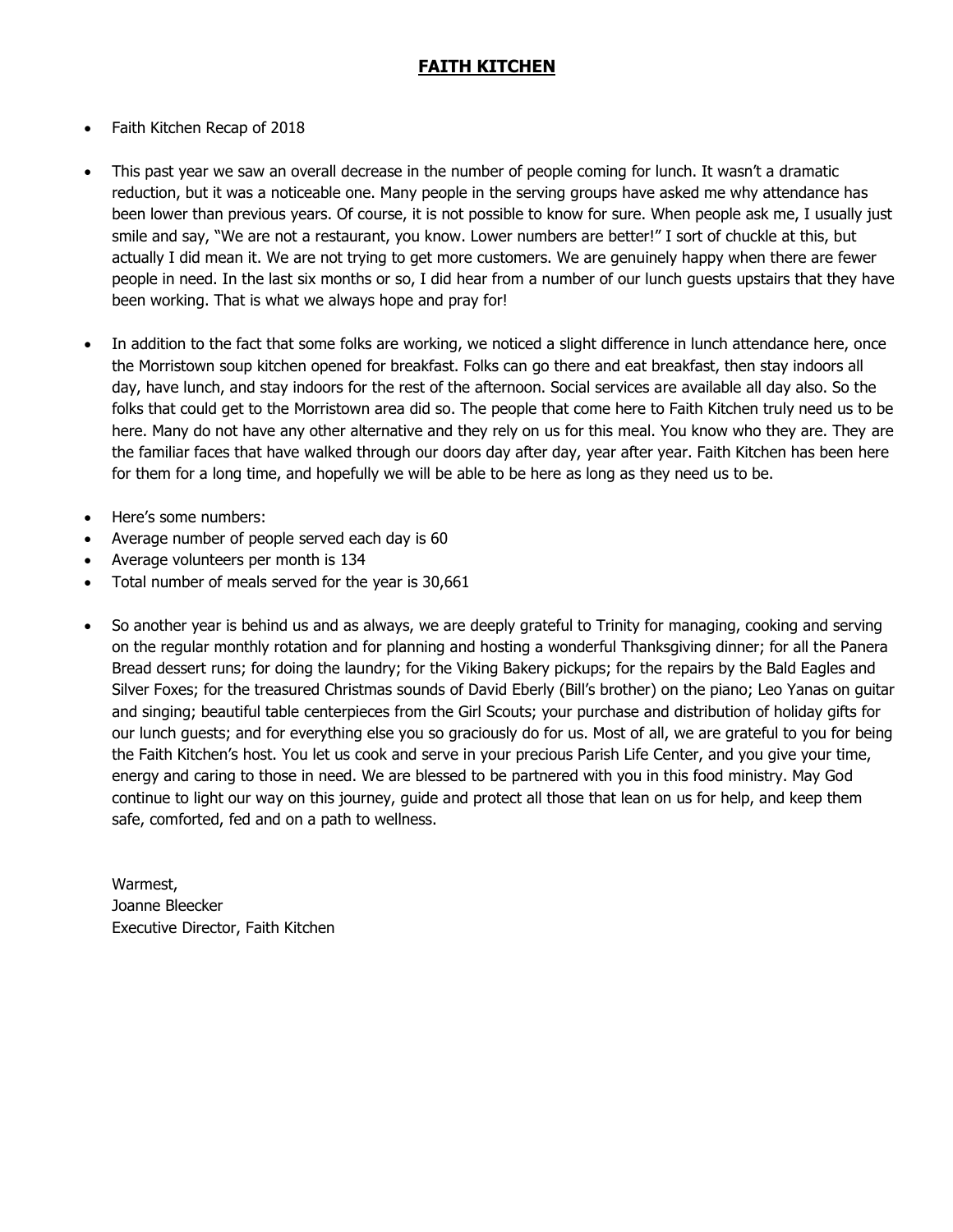# **FAITH KITCHEN**

- Faith Kitchen Recap of 2018

- This past year we saw an overall decrease in the number of people coming for lunch. It wasn't a dramatic reduction, but it was a noticeable one. Many people in the serving groups have asked me why attendance has been lower than previous years. Of course, it is not possible to know for sure. When people ask me, I usually just smile and say, "We are not a restaurant, you know. Lower numbers are better!" I sort of chuckle at this, but actually I did mean it. We are not trying to get more customers. We are genuinely happy when there are fewer people in need. In the last six months or so, I did hear from a number of our lunch guests upstairs that they have been working. That is what we always hope and pray for!

- In addition to the fact that some folks are working, we noticed a slight difference in lunch attendance here, once the Morristown soup kitchen opened for breakfast. Folks can go there and eat breakfast, then stay indoors all day, have lunch, and stay indoors for the rest of the afternoon. Social services are available all day also. So the folks that could get to the Morristown area did so. The people that come here to Faith Kitchen truly need us to be here. Many do not have any other alternative and they rely on us for this meal. You know who they are. They are the familiar faces that have walked through our doors day after day, year after year. Faith Kitchen has been here for them for a long time, and hopefully we will be able to be here as long as they need us to be.

- Here's some numbers:
- Average number of people served each day is 60
- Average volunteers per month is 134
- Total number of meals served for the year is 30,661

- So another year is behind us and as always, we are deeply grateful to Trinity for managing, cooking and serving on the regular monthly rotation and for planning and hosting a wonderful Thanksgiving dinner; for all the Panera Bread dessert runs; for doing the laundry; for the Viking Bakery pickups; for the repairs by the Bald Eagles and Silver Foxes; for the treasured Christmas sounds of David Eberly (Bill's brother) on the piano; Leo Yanas on guitar and singing; beautiful table centerpieces from the Girl Scouts; your purchase and distribution of holiday gifts for our lunch guests; and for everything else you so graciously do for us. Most of all, we are grateful to you for being the Faith Kitchen's host. You let us cook and serve in your precious Parish Life Center, and you give your time, energy and caring to those in need. We are blessed to be partnered with you in this food ministry. May God continue to light our way on this journey, guide and protect all those that lean on us for help, and keep them safe, comforted, fed and on a path to wellness.

Warmest,
Joanne Bleecker
Executive Director, Faith Kitchen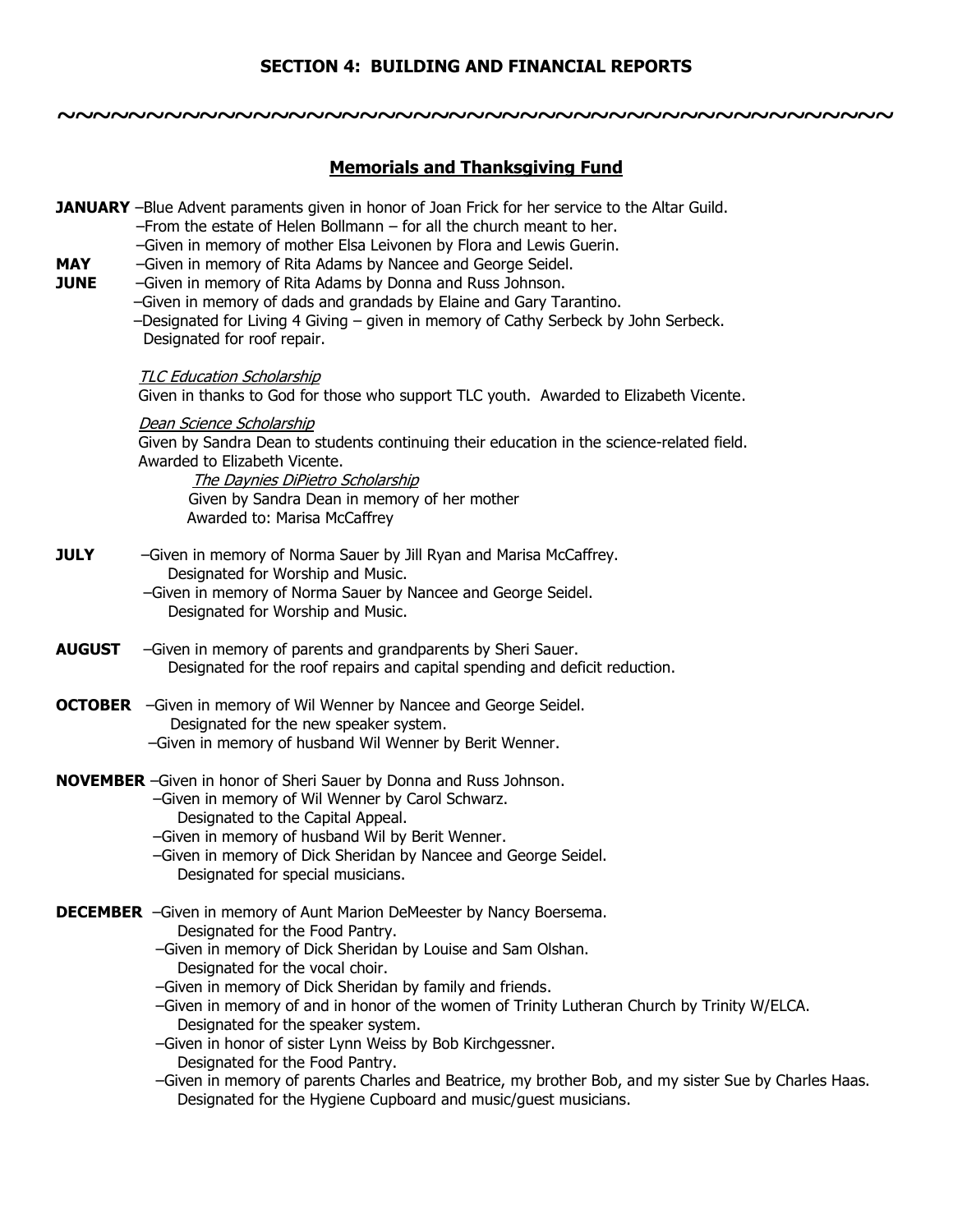# SECTION 4: BUILDING AND FINANCIAL REPORTS

~~~~~~~~~~~~~~~~~~~~~~~~~~~~~~~~~~~~~~~~~~~~~~~~~~~~

## Memorials and Thanksgiving Fund

**JANUARY**
- –Blue Advent paraments given in honor of Joan Frick for her service to the Altar Guild.
- –From the estate of Helen Bollmann – for all the church meant to her.
- –Given in memory of mother Elsa Leivonen by Flora and Lewis Guerin.

**MAY**
- –Given in memory of Rita Adams by Nancee and George Seidel.

**JUNE**
- –Given in memory of Rita Adams by Donna and Russ Johnson.
- –Given in memory of dads and grandads by Elaine and Gary Tarantino.
- –Designated for Living 4 Giving – given in memory of Cathy Serbeck by John Serbeck.
  Designated for roof repair.

*TLC Education Scholarship*
Given in thanks to God for those who support TLC youth. Awarded to Elizabeth Vicente.

*Dean Science Scholarship*
Given by Sandra Dean to students continuing their education in the science-related field.
Awarded to Elizabeth Vicente.

*The Daynies DiPietro Scholarship*
Given by Sandra Dean in memory of her mother
Awarded to: Marisa McCaffrey

**JULY**
- –Given in memory of Norma Sauer by Jill Ryan and Marisa McCaffrey.
  Designated for Worship and Music.
- –Given in memory of Norma Sauer by Nancee and George Seidel.
  Designated for Worship and Music.

**AUGUST**
- –Given in memory of parents and grandparents by Sheri Sauer.
  Designated for the roof repairs and capital spending and deficit reduction.

**OCTOBER**
- –Given in memory of Wil Wenner by Nancee and George Seidel.
  Designated for the new speaker system.
- –Given in memory of husband Wil Wenner by Berit Wenner.

**NOVEMBER**
- –Given in honor of Sheri Sauer by Donna and Russ Johnson.
- –Given in memory of Wil Wenner by Carol Schwarz.
  Designated to the Capital Appeal.
- –Given in memory of husband Wil by Berit Wenner.
- –Given in memory of Dick Sheridan by Nancee and George Seidel.
  Designated for special musicians.

**DECEMBER**
- –Given in memory of Aunt Marion DeMeester by Nancy Boersema.
  Designated for the Food Pantry.
- –Given in memory of Dick Sheridan by Louise and Sam Olshan.
  Designated for the vocal choir.
- –Given in memory of Dick Sheridan by family and friends.
- –Given in memory of and in honor of the women of Trinity Lutheran Church by Trinity W/ELCA.
  Designated for the speaker system.
- –Given in honor of sister Lynn Weiss by Bob Kirchgessner.
  Designated for the Food Pantry.
- –Given in memory of parents Charles and Beatrice, my brother Bob, and my sister Sue by Charles Haas.
  Designated for the Hygiene Cupboard and music/guest musicians.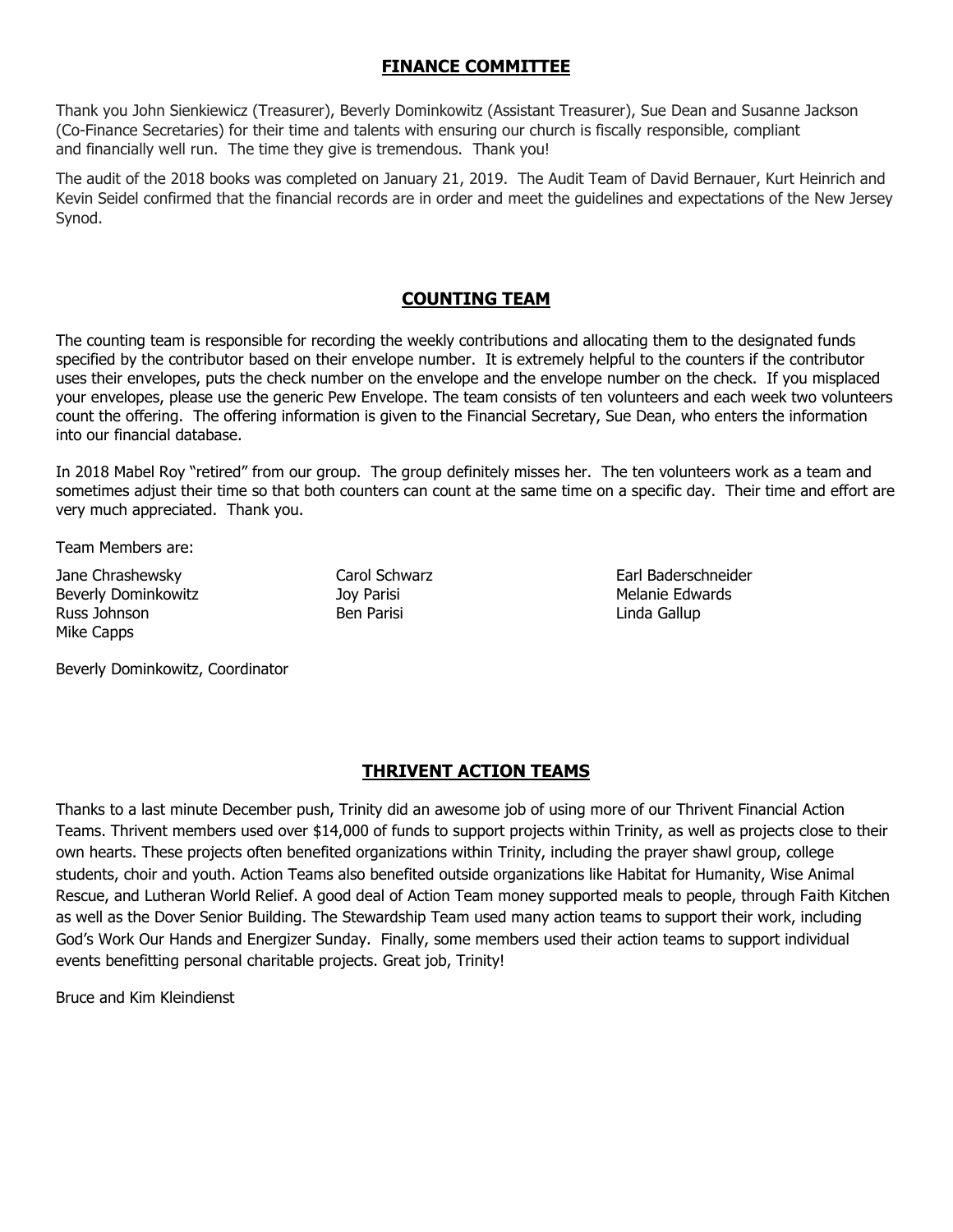## FINANCE COMMITTEE

Thank you John Sienkiewicz (Treasurer), Beverly Dominkowitz (Assistant Treasurer), Sue Dean and Susanne Jackson (Co-Finance Secretaries) for their time and talents with ensuring our church is fiscally responsible, compliant and financially well run. The time they give is tremendous. Thank you!

The audit of the 2018 books was completed on January 21, 2019. The Audit Team of David Bernauer, Kurt Heinrich and Kevin Seidel confirmed that the financial records are in order and meet the guidelines and expectations of the New Jersey Synod.

## COUNTING TEAM

The counting team is responsible for recording the weekly contributions and allocating them to the designated funds specified by the contributor based on their envelope number. It is extremely helpful to the counters if the contributor uses their envelopes, puts the check number on the envelope and the envelope number on the check. If you misplaced your envelopes, please use the generic Pew Envelope. The team consists of ten volunteers and each week two volunteers count the offering. The offering information is given to the Financial Secretary, Sue Dean, who enters the information into our financial database.

In 2018 Mabel Roy "retired" from our group. The group definitely misses her. The ten volunteers work as a team and sometimes adjust their time so that both counters can count at the same time on a specific day. Their time and effort are very much appreciated. Thank you.

Team Members are:

Jane Chrashewsky
Beverly Dominkowitz
Russ Johnson
Mike Capps
Carol Schwarz
Joy Parisi
Ben Parisi
Earl Baderschneider
Melanie Edwards
Linda Gallup

Beverly Dominkowitz, Coordinator

## THRIVENT ACTION TEAMS

Thanks to a last minute December push, Trinity did an awesome job of using more of our Thrivent Financial Action Teams. Thrivent members used over $14,000 of funds to support projects within Trinity, as well as projects close to their own hearts. These projects often benefited organizations within Trinity, including the prayer shawl group, college students, choir and youth. Action Teams also benefited outside organizations like Habitat for Humanity, Wise Animal Rescue, and Lutheran World Relief. A good deal of Action Team money supported meals to people, through Faith Kitchen as well as the Dover Senior Building. The Stewardship Team used many action teams to support their work, including God's Work Our Hands and Energizer Sunday. Finally, some members used their action teams to support individual events benefitting personal charitable projects. Great job, Trinity!

Bruce and Kim Kleindienst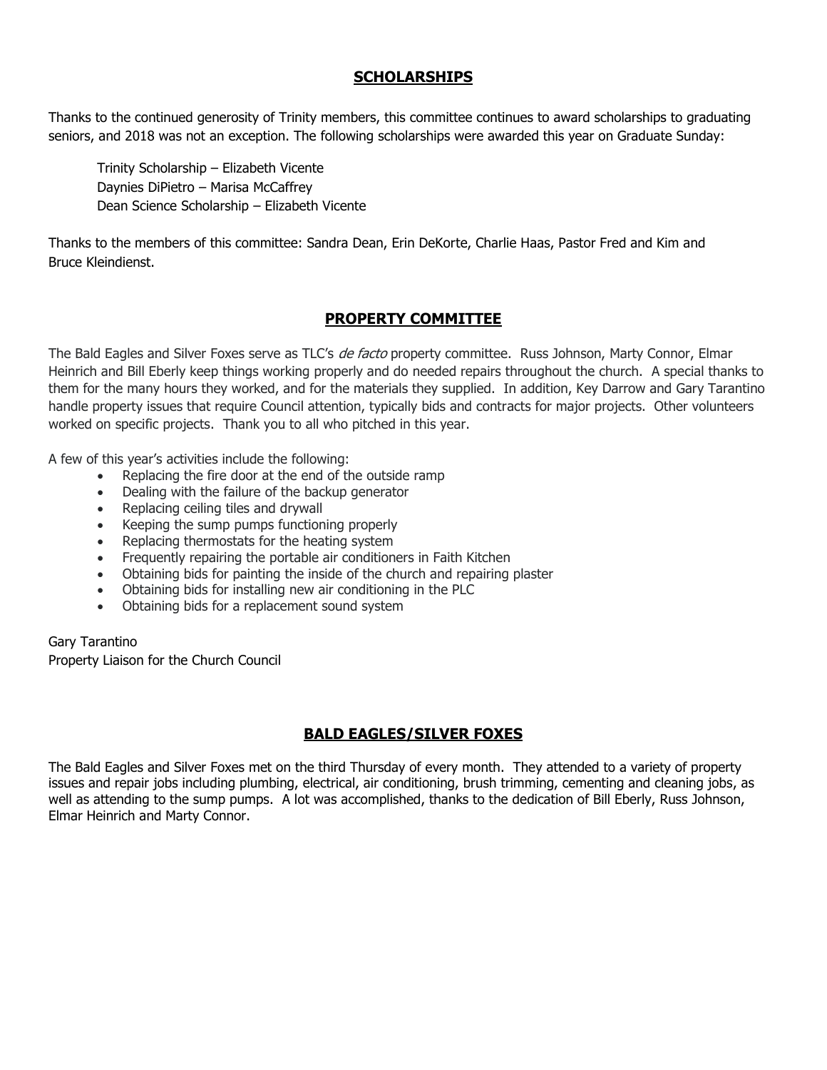## SCHOLARSHIPS

Thanks to the continued generosity of Trinity members, this committee continues to award scholarships to graduating seniors, and 2018 was not an exception. The following scholarships were awarded this year on Graduate Sunday:

Trinity Scholarship – Elizabeth Vicente
Daynies DiPietro – Marisa McCaffrey
Dean Science Scholarship – Elizabeth Vicente

Thanks to the members of this committee: Sandra Dean, Erin DeKorte, Charlie Haas, Pastor Fred and Kim and Bruce Kleindienst.

## PROPERTY COMMITTEE

The Bald Eagles and Silver Foxes serve as TLC's *de facto* property committee. Russ Johnson, Marty Connor, Elmar Heinrich and Bill Eberly keep things working properly and do needed repairs throughout the church. A special thanks to them for the many hours they worked, and for the materials they supplied. In addition, Key Darrow and Gary Tarantino handle property issues that require Council attention, typically bids and contracts for major projects. Other volunteers worked on specific projects. Thank you to all who pitched in this year.

A few of this year's activities include the following:

- Replacing the fire door at the end of the outside ramp
- Dealing with the failure of the backup generator
- Replacing ceiling tiles and drywall
- Keeping the sump pumps functioning properly
- Replacing thermostats for the heating system
- Frequently repairing the portable air conditioners in Faith Kitchen
- Obtaining bids for painting the inside of the church and repairing plaster
- Obtaining bids for installing new air conditioning in the PLC
- Obtaining bids for a replacement sound system

Gary Tarantino
Property Liaison for the Church Council

## BALD EAGLES/SILVER FOXES

The Bald Eagles and Silver Foxes met on the third Thursday of every month. They attended to a variety of property issues and repair jobs including plumbing, electrical, air conditioning, brush trimming, cementing and cleaning jobs, as well as attending to the sump pumps. A lot was accomplished, thanks to the dedication of Bill Eberly, Russ Johnson, Elmar Heinrich and Marty Connor.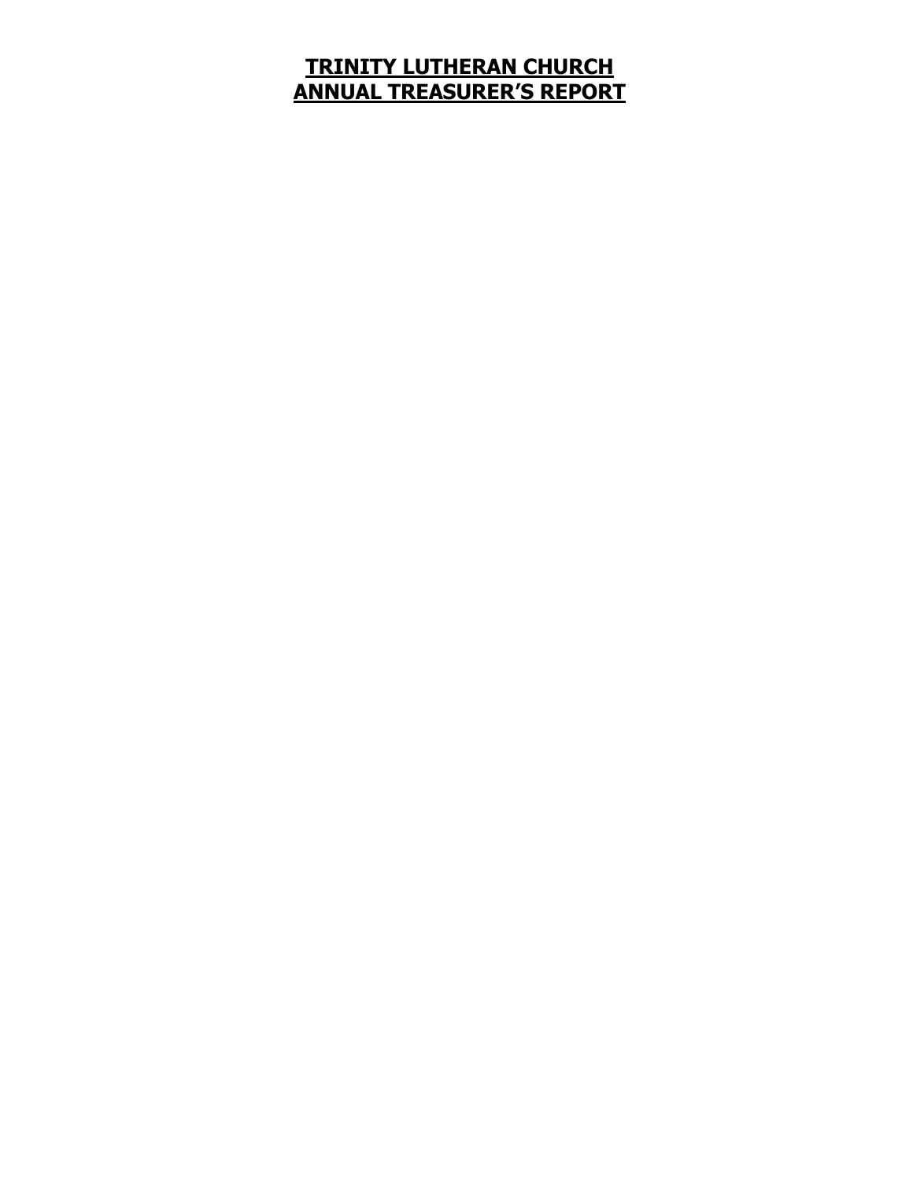# TRINITY LUTHERAN CHURCH
# ANNUAL TREASURER'S REPORT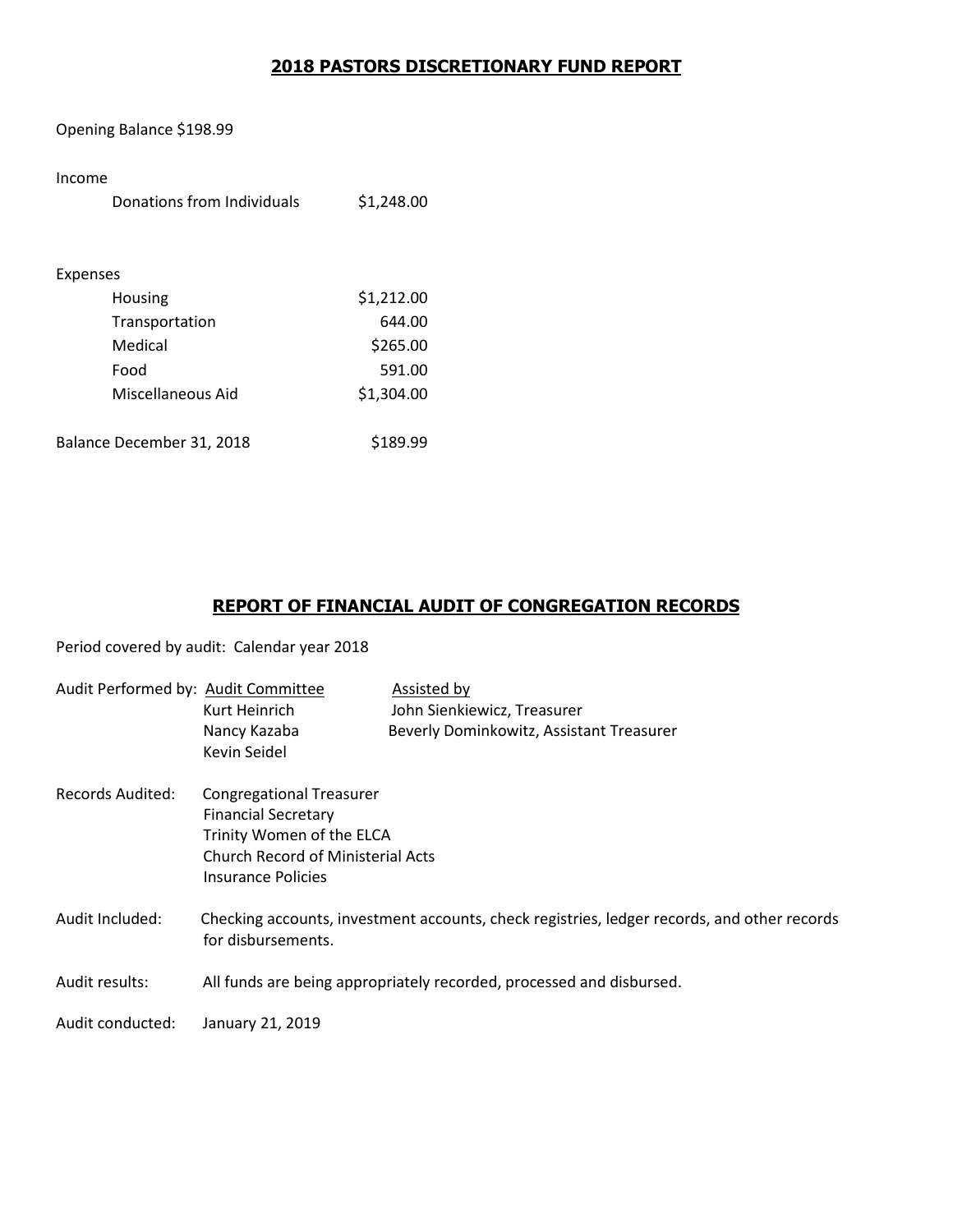## **2018 PASTORS DISCRETIONARY FUND REPORT**

Opening Balance $198.99

Income

| | |
|---|---|
| Donations from Individuals | $1,248.00 |

Expenses

| | |
|---|---|
| Housing | $1,212.00 |
| Transportation | 644.00 |
| Medical | $265.00 |
| Food | 591.00 |
| Miscellaneous Aid | $1,304.00 |

| | |
|---|---|
| Balance December 31, 2018 | $189.99 |

## **REPORT OF FINANCIAL AUDIT OF CONGREGATION RECORDS**

Period covered by audit: Calendar year 2018

| Audit Performed by: | Audit Committee | Assisted by |
|---|---|---|
| | Kurt Heinrich | John Sienkiewicz, Treasurer |
| | Nancy Kazaba | Beverly Dominkowitz, Assistant Treasurer |
| | Kevin Seidel | |

Records Audited: Congregational Treasurer
Financial Secretary
Trinity Women of the ELCA
Church Record of Ministerial Acts
Insurance Policies

Audit Included: Checking accounts, investment accounts, check registries, ledger records, and other records for disbursements.

Audit results: All funds are being appropriately recorded, processed and disbursed.

Audit conducted: January 21, 2019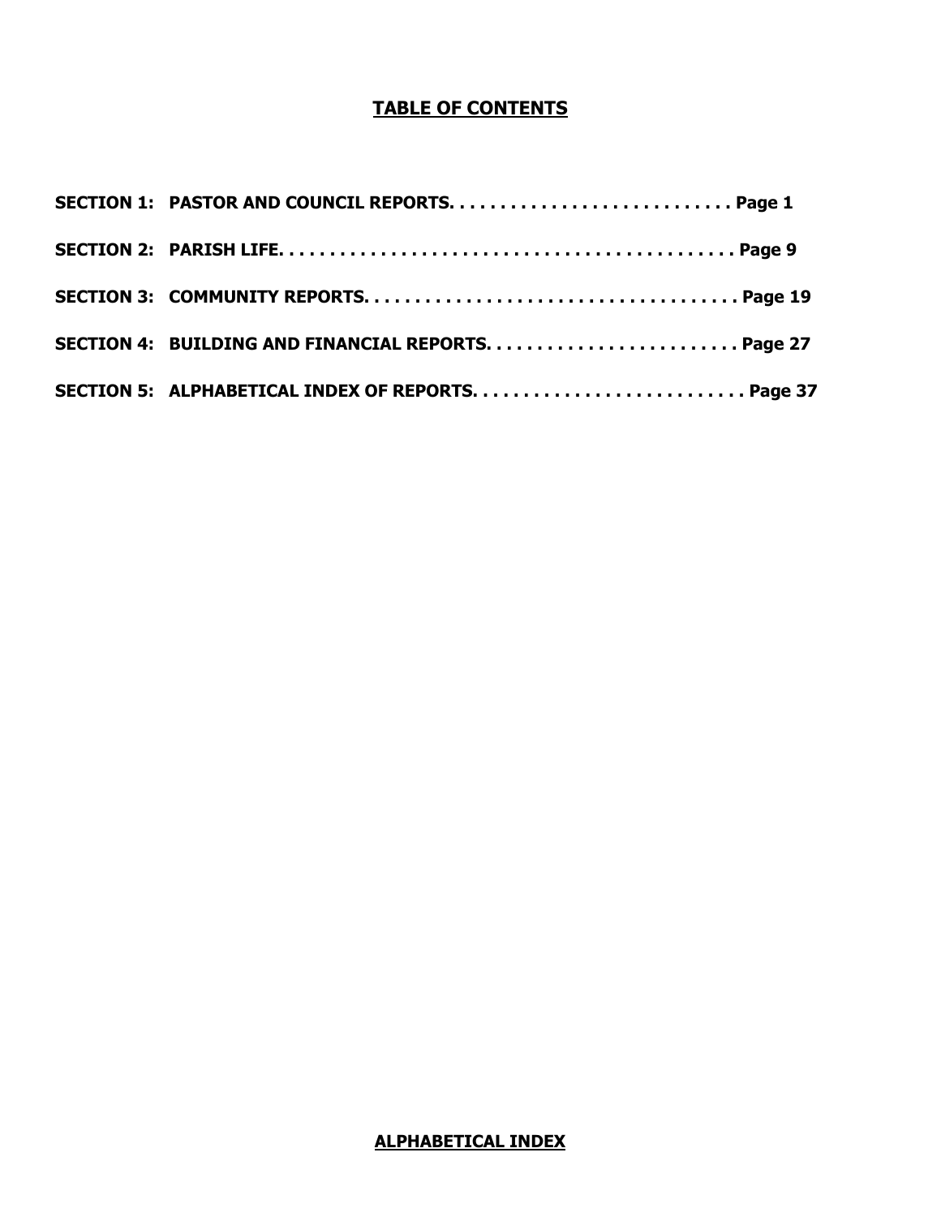## TABLE OF CONTENTS

**SECTION 1: PASTOR AND COUNCIL REPORTS. . . . . . . . . . . . . . . . . . . . . . . . . . . . Page 1**

**SECTION 2: PARISH LIFE. . . . . . . . . . . . . . . . . . . . . . . . . . . . . . . . . . . . . . . . . . . . Page 9**

**SECTION 3: COMMUNITY REPORTS. . . . . . . . . . . . . . . . . . . . . . . . . . . . . . . . . . . . Page 19**

**SECTION 4: BUILDING AND FINANCIAL REPORTS. . . . . . . . . . . . . . . . . . . . . . . . . Page 27**

**SECTION 5: ALPHABETICAL INDEX OF REPORTS. . . . . . . . . . . . . . . . . . . . . . . . . . Page 37**

## ALPHABETICAL INDEX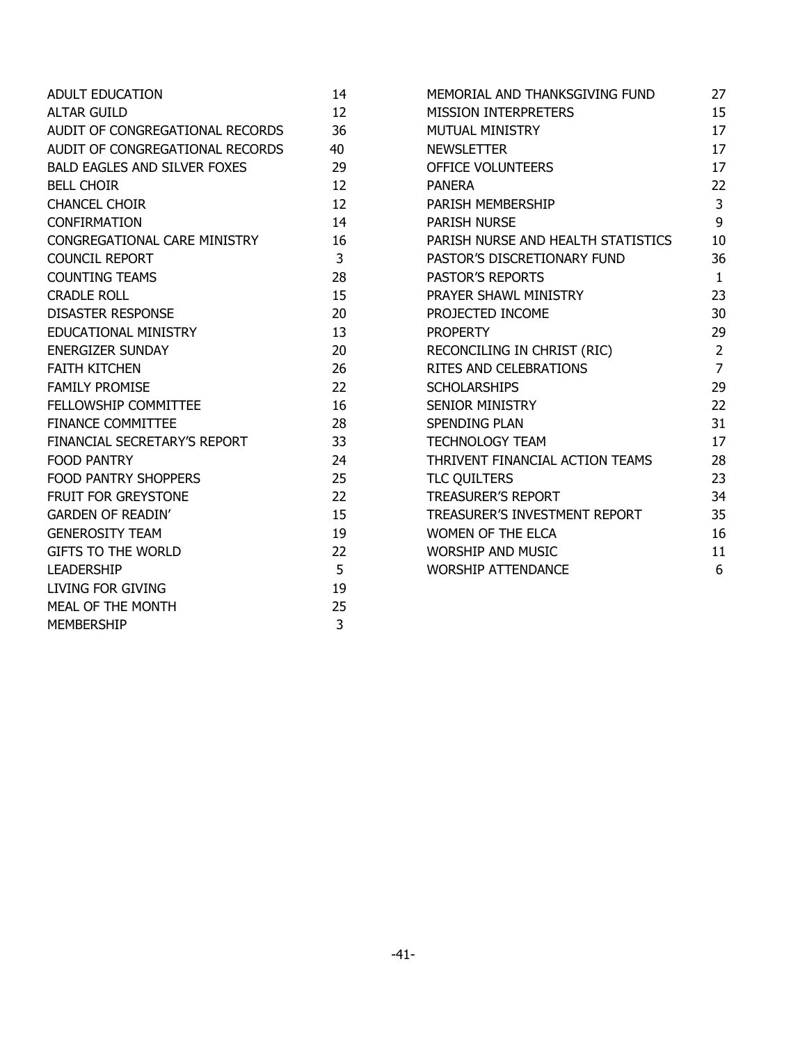| | |
|---|---|
| ADULT EDUCATION | 14 |
| ALTAR GUILD | 12 |
| AUDIT OF CONGREGATIONAL RECORDS | 36 |
| AUDIT OF CONGREGATIONAL RECORDS | 40 |
| BALD EAGLES AND SILVER FOXES | 29 |
| BELL CHOIR | 12 |
| CHANCEL CHOIR | 12 |
| CONFIRMATION | 14 |
| CONGREGATIONAL CARE MINISTRY | 16 |
| COUNCIL REPORT | 3 |
| COUNTING TEAMS | 28 |
| CRADLE ROLL | 15 |
| DISASTER RESPONSE | 20 |
| EDUCATIONAL MINISTRY | 13 |
| ENERGIZER SUNDAY | 20 |
| FAITH KITCHEN | 26 |
| FAMILY PROMISE | 22 |
| FELLOWSHIP COMMITTEE | 16 |
| FINANCE COMMITTEE | 28 |
| FINANCIAL SECRETARY'S REPORT | 33 |
| FOOD PANTRY | 24 |
| FOOD PANTRY SHOPPERS | 25 |
| FRUIT FOR GREYSTONE | 22 |
| GARDEN OF READIN' | 15 |
| GENEROSITY TEAM | 19 |
| GIFTS TO THE WORLD | 22 |
| LEADERSHIP | 5 |
| LIVING FOR GIVING | 19 |
| MEAL OF THE MONTH | 25 |
| MEMBERSHIP | 3 |
| MEMORIAL AND THANKSGIVING FUND | 27 |
| MISSION INTERPRETERS | 15 |
| MUTUAL MINISTRY | 17 |
| NEWSLETTER | 17 |
| OFFICE VOLUNTEERS | 17 |
| PANERA | 22 |
| PARISH MEMBERSHIP | 3 |
| PARISH NURSE | 9 |
| PARISH NURSE AND HEALTH STATISTICS | 10 |
| PASTOR'S DISCRETIONARY FUND | 36 |
| PASTOR'S REPORTS | 1 |
| PRAYER SHAWL MINISTRY | 23 |
| PROJECTED INCOME | 30 |
| PROPERTY | 29 |
| RECONCILING IN CHRIST (RIC) | 2 |
| RITES AND CELEBRATIONS | 7 |
| SCHOLARSHIPS | 29 |
| SENIOR MINISTRY | 22 |
| SPENDING PLAN | 31 |
| TECHNOLOGY TEAM | 17 |
| THRIVENT FINANCIAL ACTION TEAMS | 28 |
| TLC QUILTERS | 23 |
| TREASURER'S REPORT | 34 |
| TREASURER'S INVESTMENT REPORT | 35 |
| WOMEN OF THE ELCA | 16 |
| WORSHIP AND MUSIC | 11 |
| WORSHIP ATTENDANCE | 6 |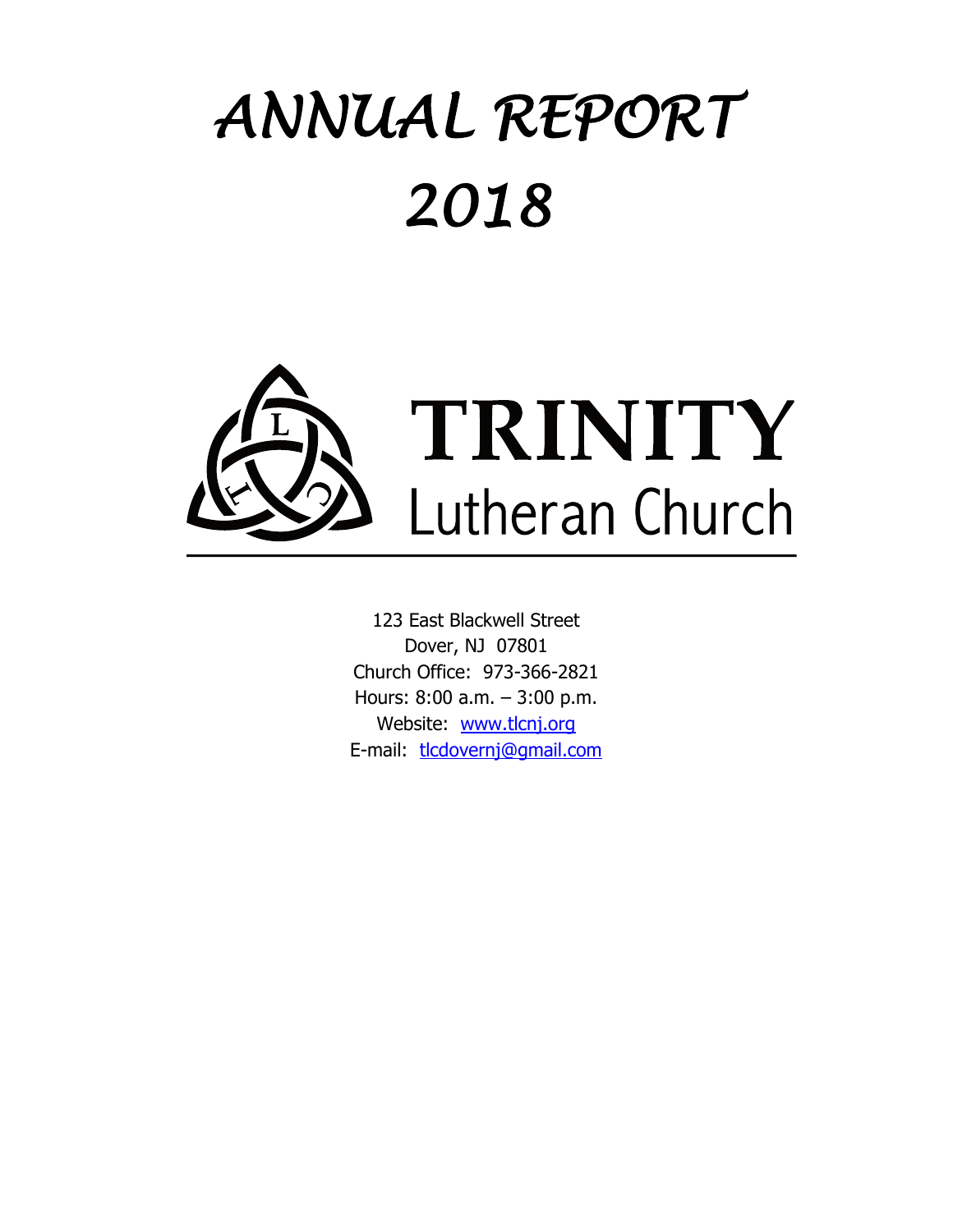# ANNUAL REPORT 2018

TRINITY
Lutheran Church

123 East Blackwell Street
Dover, NJ 07801
Church Office: 973-366-2821
Hours: 8:00 a.m. – 3:00 p.m.
Website: www.tlcnj.org
E-mail: tlcdovernj@gmail.com